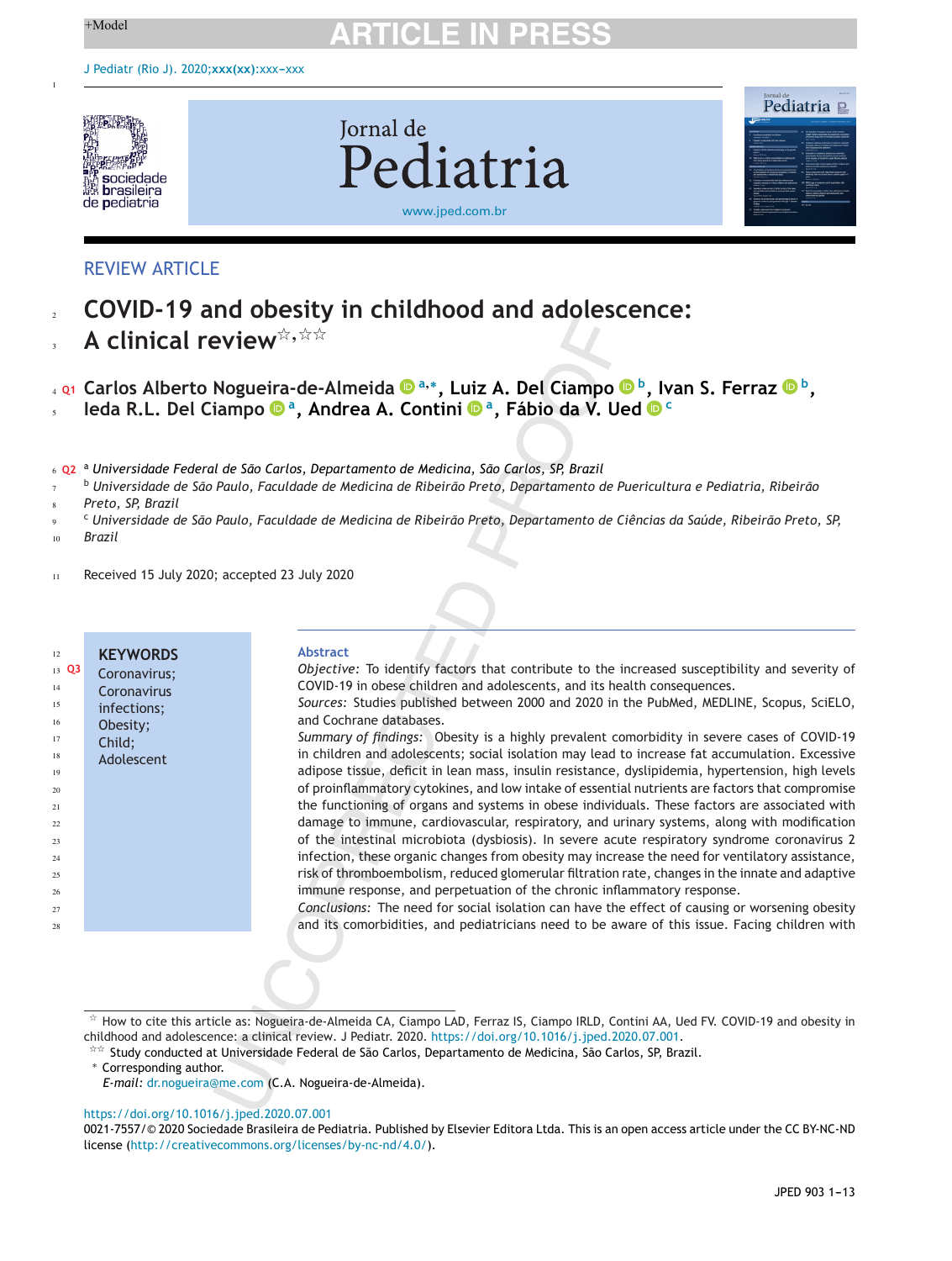REVIEW ARTICLE

# COVID-19 and obesity in childhood and adolescence: A clinical review[☆,☆☆]

**Carlos Alberto Nogueira-de-Almeida** [a,*], **Luiz A. Del Ciampo** [b], **Ivan S. Ferraz** [b], **Ieda R.L. Del Ciampo** [a], **Andrea A. Contini** [a], **Fábio da V. Ued** [c]

[a] *Universidade Federal de São Carlos, Departamento de Medicina, São Carlos, SP, Brazil*
[b] *Universidade de São Paulo, Faculdade de Medicina de Ribeirão Preto, Departamento de Puericultura e Pediatria, Ribeirão Preto, SP, Brazil*
[c] *Universidade de São Paulo, Faculdade de Medicina de Ribeirão Preto, Departamento de Ciências da Saúde, Ribeirão Preto, SP, Brazil*

Received 15 July 2020; accepted 23 July 2020

**KEYWORDS**
Coronavirus;
Coronavirus infections;
Obesity;
Child;
Adolescent

## Abstract

*Objective:* To identify factors that contribute to the increased susceptibility and severity of COVID-19 in obese children and adolescents, and its health consequences.

*Sources:* Studies published between 2000 and 2020 in the PubMed, MEDLINE, Scopus, SciELO, and Cochrane databases.

*Summary of findings:* Obesity is a highly prevalent comorbidity in severe cases of COVID-19 in children and adolescents; social isolation may lead to increase fat accumulation. Excessive adipose tissue, deficit in lean mass, insulin resistance, dyslipidemia, hypertension, high levels of proinflammatory cytokines, and low intake of essential nutrients are factors that compromise the functioning of organs and systems in obese individuals. These factors are associated with damage to immune, cardiovascular, respiratory, and urinary systems, along with modification of the intestinal microbiota (dysbiosis). In severe acute respiratory syndrome coronavirus 2 infection, these organic changes from obesity may increase the need for ventilatory assistance, risk of thromboembolism, reduced glomerular filtration rate, changes in the innate and adaptive immune response, and perpetuation of the chronic inflammatory response.

*Conclusions:* The need for social isolation can have the effect of causing or worsening obesity and its comorbidities, and pediatricians need to be aware of this issue. Facing children with

---

☆ How to cite this article: Nogueira-de-Almeida CA, Ciampo LAD, Ferraz IS, Ciampo IRLD, Contini AA, Ued FV. COVID-19 and obesity in childhood and adolescence: a clinical review. J Pediatr. 2020. https://doi.org/10.1016/j.jped.2020.07.001.

☆☆ Study conducted at Universidade Federal de São Carlos, Departamento de Medicina, São Carlos, SP, Brazil.

\* Corresponding author.
*E-mail:* dr.nogueira@me.com (C.A. Nogueira-de-Almeida).

https://doi.org/10.1016/j.jped.2020.07.001
0021-7557/© 2020 Sociedade Brasileira de Pediatria. Published by Elsevier Editora Ltda. This is an open access article under the CC BY-NC-ND license (http://creativecommons.org/licenses/by-nc-nd/4.0/).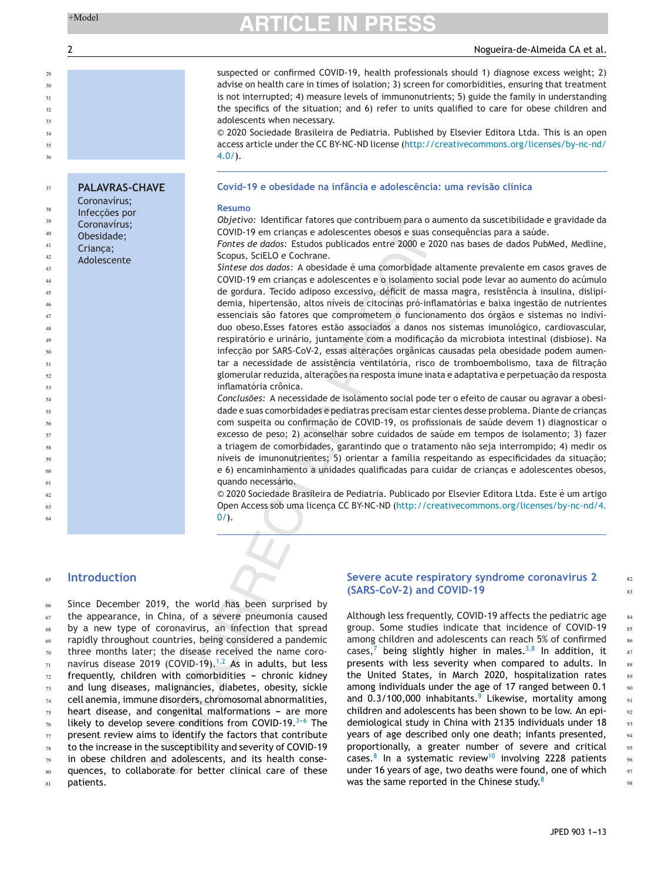suspected or confirmed COVID-19, health professionals should 1) diagnose excess weight; 2) advise on health care in times of isolation; 3) screen for comorbidities, ensuring that treatment is not interrupted; 4) measure levels of immunonutrients; 5) guide the family in understanding the specifics of the situation; and 6) refer to units qualified to care for obese children and adolescents when necessary.

© 2020 Sociedade Brasileira de Pediatria. Published by Elsevier Editora Ltda. This is an open access article under the CC BY-NC-ND license (http://creativecommons.org/licenses/by-nc-nd/4.0/).

**PALAVRAS-CHAVE**
Coronavírus;
Infecções por Coronavírus;
Obesidade;
Criança;
Adolescente

## Covid-19 e obesidade na infância e adolescência: uma revisão clínica

**Resumo**

*Objetivo:* Identificar fatores que contribuem para o aumento da suscetibilidade e gravidade da COVID-19 em crianças e adolescentes obesos e suas consequências para a saúde.

*Fontes de dados:* Estudos publicados entre 2000 e 2020 nas bases de dados PubMed, Medline, Scopus, SciELO e Cochrane.

*Síntese dos dados:* A obesidade é uma comorbidade altamente prevalente em casos graves de COVID-19 em crianças e adolescentes e o isolamento social pode levar ao aumento do acúmulo de gordura. Tecido adiposo excessivo, déficit de massa magra, resistência à insulina, dislipidemia, hipertensão, altos níveis de citocinas pró-inflamatórias e baixa ingestão de nutrientes essenciais são fatores que comprometem o funcionamento dos órgãos e sistemas no indivíduo obeso.Esses fatores estão associados a danos nos sistemas imunológico, cardiovascular, respiratório e urinário, juntamente com a modificação da microbiota intestinal (disbiose). Na infecção por SARS-CoV-2, essas alterações orgânicas causadas pela obesidade podem aumentar a necessidade de assistência ventilatória, risco de tromboembolismo, taxa de filtração glomerular reduzida, alterações na resposta imune inata e adaptativa e perpetuação da resposta inflamatória crônica.

*Conclusões:* A necessidade de isolamento social pode ter o efeito de causar ou agravar a obesidade e suas comorbidades e pediatras precisam estar cientes desse problema. Diante de crianças com suspeita ou confirmação de COVID-19, os profissionais de saúde devem 1) diagnosticar o excesso de peso; 2) aconselhar sobre cuidados de saúde em tempos de isolamento; 3) fazer a triagem de comorbidades, garantindo que o tratamento não seja interrompido; 4) medir os níveis de imunonutrientes; 5) orientar a família respeitando as especificidades da situação; e 6) encaminhamento a unidades qualificadas para cuidar de crianças e adolescentes obesos, quando necessário.

© 2020 Sociedade Brasileira de Pediatria. Publicado por Elsevier Editora Ltda. Este é um artigo Open Access sob uma licença CC BY-NC-ND (http://creativecommons.org/licenses/by-nc-nd/4.0/).

## Introduction

Since December 2019, the world has been surprised by the appearance, in China, of a severe pneumonia caused by a new type of coronavirus, an infection that spread rapidly throughout countries, being considered a pandemic three months later; the disease received the name coronavirus disease 2019 (COVID-19).[1,2] As in adults, but less frequently, children with comorbidities – chronic kidney and lung diseases, malignancies, diabetes, obesity, sickle cell anemia, immune disorders, chromosomal abnormalities, heart disease, and congenital malformations – are more likely to develop severe conditions from COVID-19.[3–6] The present review aims to identify the factors that contribute to the increase in the susceptibility and severity of COVID-19 in obese children and adolescents, and its health consequences, to collaborate for better clinical care of these patients.

## Severe acute respiratory syndrome coronavirus 2 (SARS-CoV-2) and COVID-19

Although less frequently, COVID-19 affects the pediatric age group. Some studies indicate that incidence of COVID-19 among children and adolescents can reach 5% of confirmed cases,[7] being slightly higher in males.[3,8] In addition, it presents with less severity when compared to adults. In the United States, in March 2020, hospitalization rates among individuals under the age of 17 ranged between 0.1 and 0.3/100,000 inhabitants.[9] Likewise, mortality among children and adolescents has been shown to be low. An epidemiological study in China with 2135 individuals under 18 years of age described only one death; infants presented, proportionally, a greater number of severe and critical cases.[8] In a systematic review[10] involving 2228 patients under 16 years of age, two deaths were found, one of which was the same reported in the Chinese study.[8]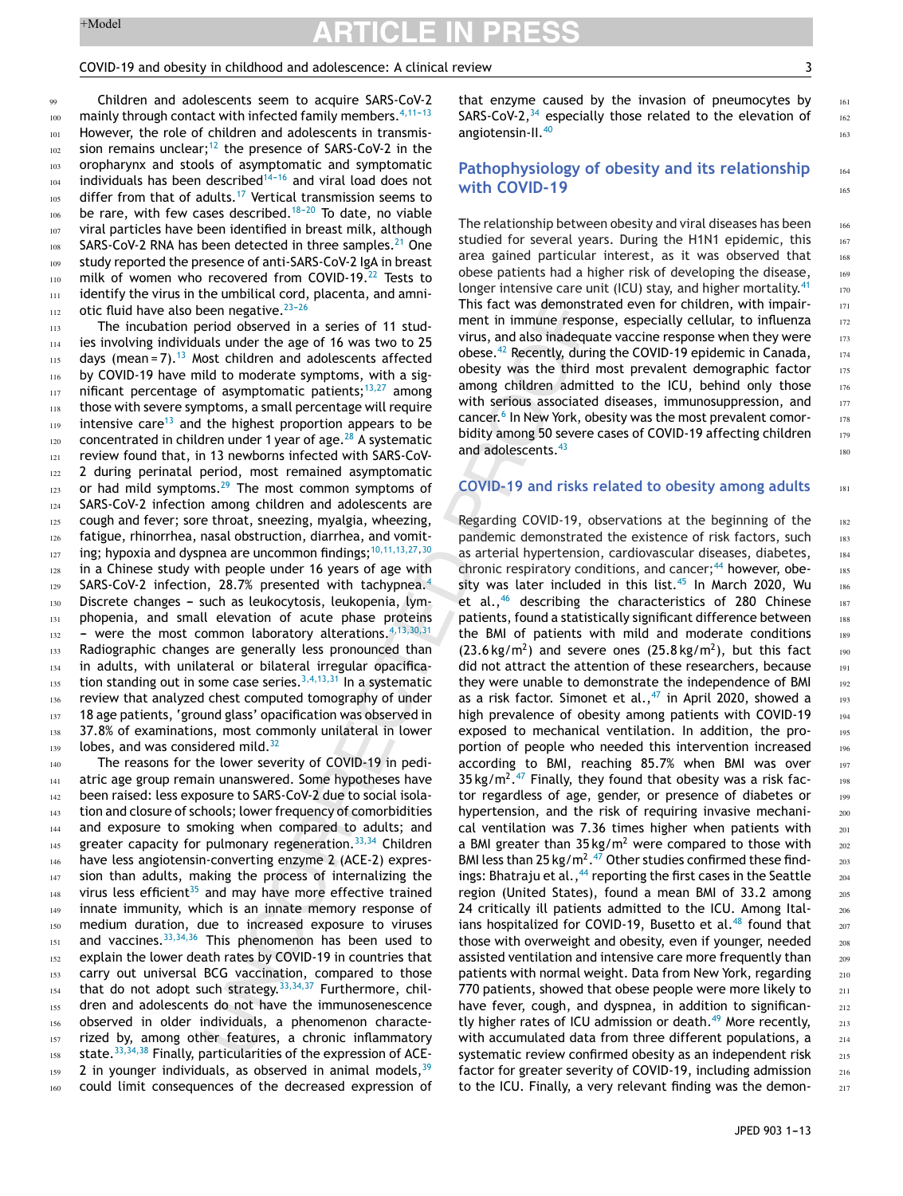Children and adolescents seem to acquire SARS-CoV-2 mainly through contact with infected family members.[4,11–13] However, the role of children and adolescents in transmission remains unclear;[12] the presence of SARS-CoV-2 in the oropharynx and stools of asymptomatic and symptomatic individuals has been described[14–16] and viral load does not differ from that of adults.[17] Vertical transmission seems to be rare, with few cases described.[18–20] To date, no viable viral particles have been identified in breast milk, although SARS-CoV-2 RNA has been detected in three samples.[21] One study reported the presence of anti-SARS-CoV-2 IgA in breast milk of women who recovered from COVID-19.[22] Tests to identify the virus in the umbilical cord, placenta, and amniotic fluid have also been negative.[23–26]

The incubation period observed in a series of 11 studies involving individuals under the age of 16 was two to 25 days (mean = 7).[13] Most children and adolescents affected by COVID-19 have mild to moderate symptoms, with a significant percentage of asymptomatic patients;[13,27] among those with severe symptoms, a small percentage will require intensive care[13] and the highest proportion appears to be concentrated in children under 1 year of age.[28] A systematic review found that, in 13 newborns infected with SARS-CoV-2 during perinatal period, most remained asymptomatic or had mild symptoms.[29] The most common symptoms of SARS-CoV-2 infection among children and adolescents are cough and fever; sore throat, sneezing, myalgia, wheezing, fatigue, rhinorrhea, nasal obstruction, diarrhea, and vomiting; hypoxia and dyspnea are uncommon findings;[10,11,13,27,30] in a Chinese study with people under 16 years of age with SARS-CoV-2 infection, 28.7% presented with tachypnea.[4] Discrete changes – such as leukocytosis, leukopenia, lymphopenia, and small elevation of acute phase proteins – were the most common laboratory alterations.[4,13,30,31] Radiographic changes are generally less pronounced than in adults, with unilateral or bilateral irregular opacification standing out in some case series.[3,4,13,31] In a systematic review that analyzed chest computed tomography of under 18 age patients, 'ground glass' opacification was observed in 37.8% of examinations, most commonly unilateral in lower lobes, and was considered mild.[32]

The reasons for the lower severity of COVID-19 in pediatric age group remain unanswered. Some hypotheses have been raised: less exposure to SARS-CoV-2 due to social isolation and closure of schools; lower frequency of comorbidities and exposure to smoking when compared to adults; and greater capacity for pulmonary regeneration.[33,34] Children have less angiotensin-converting enzyme 2 (ACE-2) expression than adults, making the process of internalizing the virus less efficient[35] and may have more effective trained innate immunity, which is an innate memory response of medium duration, due to increased exposure to viruses and vaccines.[33,34,36] This phenomenon has been used to explain the lower death rates by COVID-19 in countries that carry out universal BCG vaccination, compared to those that do not adopt such strategy.[33,34,37] Furthermore, children and adolescents do not have the immunosenescence observed in older individuals, a phenomenon characterized by, among other features, a chronic inflammatory state.[33,34,38] Finally, particularities of the expression of ACE-2 in younger individuals, as observed in animal models,[39] could limit consequences of the decreased expression of that enzyme caused by the invasion of pneumocytes by SARS-CoV-2,[34] especially those related to the elevation of angiotensin-II.[40]

## Pathophysiology of obesity and its relationship with COVID-19

The relationship between obesity and viral diseases has been studied for several years. During the H1N1 epidemic, this area gained particular interest, as it was observed that obese patients had a higher risk of developing the disease, longer intensive care unit (ICU) stay, and higher mortality.[41] This fact was demonstrated even for children, with impairment in immune response, especially cellular, to influenza virus, and also inadequate vaccine response when they were obese.[42] Recently, during the COVID-19 epidemic in Canada, obesity was the third most prevalent demographic factor among children admitted to the ICU, behind only those with serious associated diseases, immunosuppression, and cancer.[6] In New York, obesity was the most prevalent comorbidity among 50 severe cases of COVID-19 affecting children and adolescents.[43]

## COVID-19 and risks related to obesity among adults

Regarding COVID-19, observations at the beginning of the pandemic demonstrated the existence of risk factors, such as arterial hypertension, cardiovascular diseases, diabetes, chronic respiratory conditions, and cancer;[44] however, obesity was later included in this list.[45] In March 2020, Wu et al.,[46] describing the characteristics of 280 Chinese patients, found a statistically significant difference between the BMI of patients with mild and moderate conditions ($23.6\,kg/m^2$) and severe ones ($25.8\,kg/m^2$), but this fact did not attract the attention of these researchers, because they were unable to demonstrate the independence of BMI as a risk factor. Simonet et al.,[47] in April 2020, showed a high prevalence of obesity among patients with COVID-19 exposed to mechanical ventilation. In addition, the proportion of people who needed this intervention increased according to BMI, reaching 85.7% when BMI was over $35\,kg/m^2$.[47] Finally, they found that obesity was a risk factor regardless of age, gender, or presence of diabetes or hypertension, and the risk of requiring invasive mechanical ventilation was 7.36 times higher when patients with a BMI greater than $35\,kg/m^2$ were compared to those with BMI less than $25\,kg/m^2$.[47] Other studies confirmed these findings: Bhatraju et al.,[44] reporting the first cases in the Seattle region (United States), found a mean BMI of 33.2 among 24 critically ill patients admitted to the ICU. Among Italians hospitalized for COVID-19, Busetto et al.[48] found that those with overweight and obesity, even if younger, needed assisted ventilation and intensive care more frequently than patients with normal weight. Data from New York, regarding 770 patients, showed that obese people were more likely to have fever, cough, and dyspnea, in addition to significantly higher rates of ICU admission or death.[49] More recently, with accumulated data from three different populations, a systematic review confirmed obesity as an independent risk factor for greater severity of COVID-19, including admission to the ICU. Finally, a very relevant finding was the demon-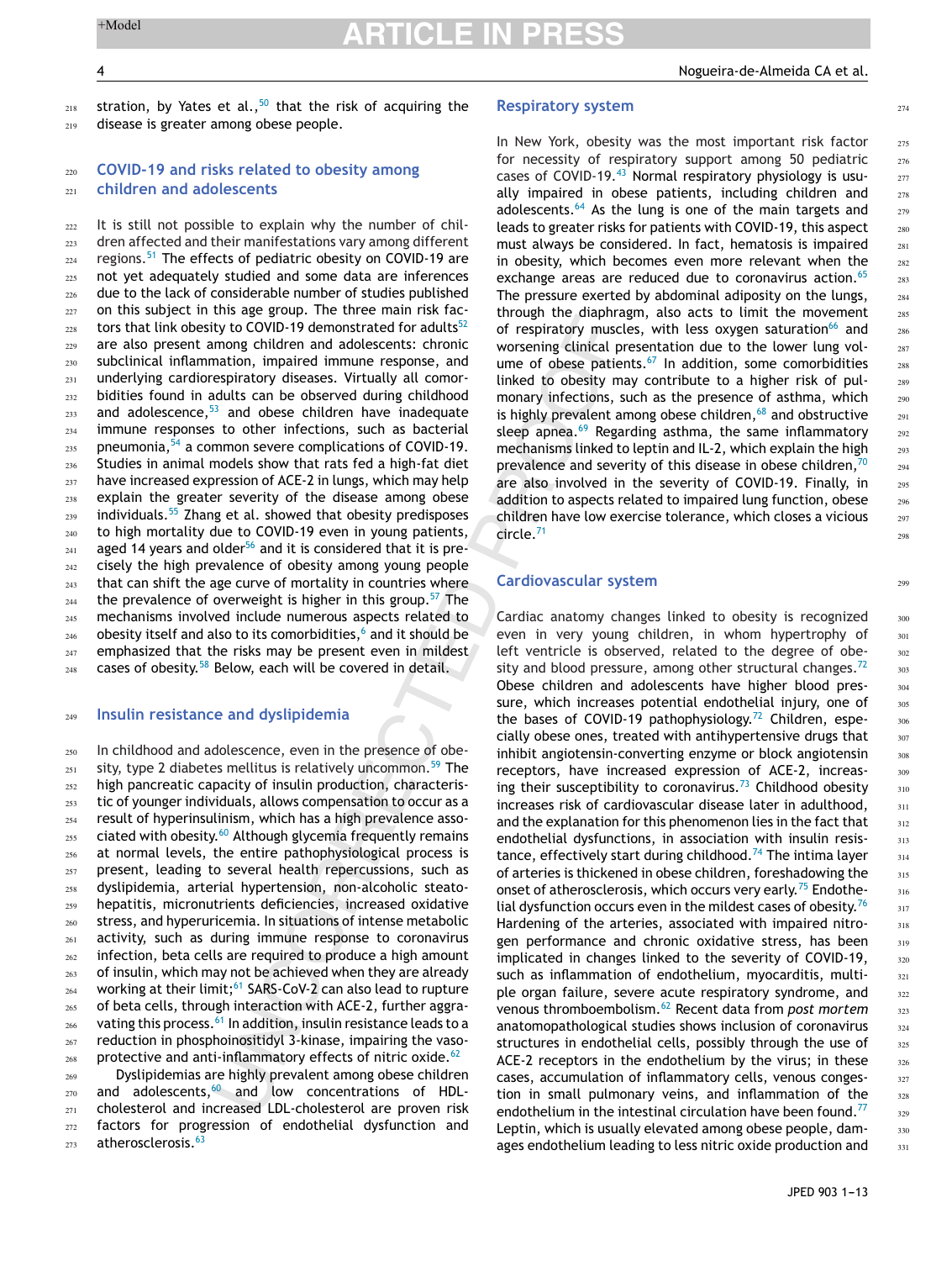stration, by Yates et al.,[50] that the risk of acquiring the disease is greater among obese people.

## COVID-19 and risks related to obesity among children and adolescents

It is still not possible to explain why the number of children affected and their manifestations vary among different regions.[51] The effects of pediatric obesity on COVID-19 are not yet adequately studied and some data are inferences due to the lack of considerable number of studies published on this subject in this age group. The three main risk factors that link obesity to COVID-19 demonstrated for adults[52] are also present among children and adolescents: chronic subclinical inflammation, impaired immune response, and underlying cardiorespiratory diseases. Virtually all comorbidities found in adults can be observed during childhood and adolescence,[53] and obese children have inadequate immune responses to other infections, such as bacterial pneumonia,[54] a common severe complications of COVID-19. Studies in animal models show that rats fed a high-fat diet have increased expression of ACE-2 in lungs, which may help explain the greater severity of the disease among obese individuals.[55] Zhang et al. showed that obesity predisposes to high mortality due to COVID-19 even in young patients, aged 14 years and older[56] and it is considered that it is precisely the high prevalence of obesity among young people that can shift the age curve of mortality in countries where the prevalence of overweight is higher in this group.[57] The mechanisms involved include numerous aspects related to obesity itself and also to its comorbidities,[6] and it should be emphasized that the risks may be present even in mildest cases of obesity.[58] Below, each will be covered in detail.

### Insulin resistance and dyslipidemia

In childhood and adolescence, even in the presence of obesity, type 2 diabetes mellitus is relatively uncommon.[59] The high pancreatic capacity of insulin production, characteristic of younger individuals, allows compensation to occur as a result of hyperinsulinism, which has a high prevalence associated with obesity.[60] Although glycemia frequently remains at normal levels, the entire pathophysiological process is present, leading to several health repercussions, such as dyslipidemia, arterial hypertension, non-alcoholic steatohepatitis, micronutrients deficiencies, increased oxidative stress, and hyperuricemia. In situations of intense metabolic activity, such as during immune response to coronavirus infection, beta cells are required to produce a high amount of insulin, which may not be achieved when they are already working at their limit;[61] SARS-CoV-2 can also lead to rupture of beta cells, through interaction with ACE-2, further aggravating this process.[61] In addition, insulin resistance leads to a reduction in phosphoinositidyl 3-kinase, impairing the vasoprotective and anti-inflammatory effects of nitric oxide.[62]

Dyslipidemias are highly prevalent among obese children and adolescents,[60] and low concentrations of HDL-cholesterol and increased LDL-cholesterol are proven risk factors for progression of endothelial dysfunction and atherosclerosis.[63]

### Respiratory system

In New York, obesity was the most important risk factor for necessity of respiratory support among 50 pediatric cases of COVID-19.[43] Normal respiratory physiology is usually impaired in obese patients, including children and adolescents.[64] As the lung is one of the main targets and leads to greater risks for patients with COVID-19, this aspect must always be considered. In fact, hematosis is impaired in obesity, which becomes even more relevant when the exchange areas are reduced due to coronavirus action.[65] The pressure exerted by abdominal adiposity on the lungs, through the diaphragm, also acts to limit the movement of respiratory muscles, with less oxygen saturation[66] and worsening clinical presentation due to the lower lung volume of obese patients.[67] In addition, some comorbidities linked to obesity may contribute to a higher risk of pulmonary infections, such as the presence of asthma, which is highly prevalent among obese children,[68] and obstructive sleep apnea.[69] Regarding asthma, the same inflammatory mechanisms linked to leptin and IL-2, which explain the high prevalence and severity of this disease in obese children,[70] are also involved in the severity of COVID-19. Finally, in addition to aspects related to impaired lung function, obese children have low exercise tolerance, which closes a vicious circle.[71]

### Cardiovascular system

Cardiac anatomy changes linked to obesity is recognized even in very young children, in whom hypertrophy of left ventricle is observed, related to the degree of obesity and blood pressure, among other structural changes.[72] Obese children and adolescents have higher blood pressure, which increases potential endothelial injury, one of the bases of COVID-19 pathophysiology.[72] Children, especially obese ones, treated with antihypertensive drugs that inhibit angiotensin-converting enzyme or block angiotensin receptors, have increased expression of ACE-2, increasing their susceptibility to coronavirus.[73] Childhood obesity increases risk of cardiovascular disease later in adulthood, and the explanation for this phenomenon lies in the fact that endothelial dysfunctions, in association with insulin resistance, effectively start during childhood.[74] The intima layer of arteries is thickened in obese children, foreshadowing the onset of atherosclerosis, which occurs very early.[75] Endothelial dysfunction occurs even in the mildest cases of obesity.[76] Hardening of the arteries, associated with impaired nitrogen performance and chronic oxidative stress, has been implicated in changes linked to the severity of COVID-19, such as inflammation of endothelium, myocarditis, multiple organ failure, severe acute respiratory syndrome, and venous thromboembolism.[62] Recent data from *post mortem* anatomopathological studies shows inclusion of coronavirus structures in endothelial cells, possibly through the use of ACE-2 receptors in the endothelium by the virus; in these cases, accumulation of inflammatory cells, venous congestion in small pulmonary veins, and inflammation of the endothelium in the intestinal circulation have been found.[77] Leptin, which is usually elevated among obese people, damages endothelium leading to less nitric oxide production and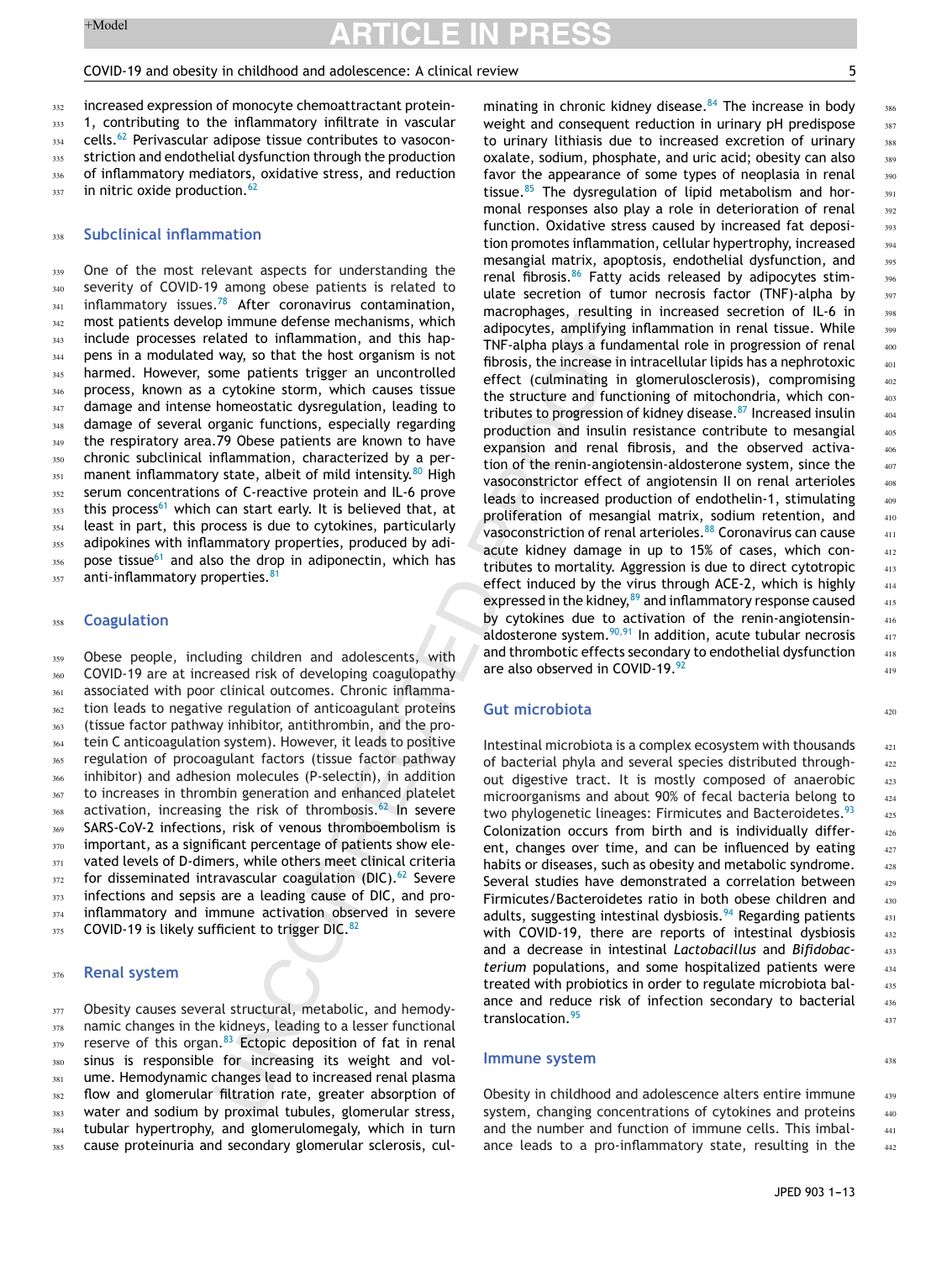increased expression of monocyte chemoattractant protein-1, contributing to the inflammatory infiltrate in vascular cells.[62] Perivascular adipose tissue contributes to vasoconstriction and endothelial dysfunction through the production of inflammatory mediators, oxidative stress, and reduction in nitric oxide production.[62]

## Subclinical inflammation

One of the most relevant aspects for understanding the severity of COVID-19 among obese patients is related to inflammatory issues.[78] After coronavirus contamination, most patients develop immune defense mechanisms, which include processes related to inflammation, and this happens in a modulated way, so that the host organism is not harmed. However, some patients trigger an uncontrolled process, known as a cytokine storm, which causes tissue damage and intense homeostatic dysregulation, leading to damage of several organic functions, especially regarding the respiratory area.79 Obese patients are known to have chronic subclinical inflammation, characterized by a permanent inflammatory state, albeit of mild intensity.[80] High serum concentrations of C-reactive protein and IL-6 prove this process[61] which can start early. It is believed that, at least in part, this process is due to cytokines, particularly adipokines with inflammatory properties, produced by adipose tissue[61] and also the drop in adiponectin, which has anti-inflammatory properties.[81]

## Coagulation

Obese people, including children and adolescents, with COVID-19 are at increased risk of developing coagulopathy associated with poor clinical outcomes. Chronic inflammation leads to negative regulation of anticoagulant proteins (tissue factor pathway inhibitor, antithrombin, and the protein C anticoagulation system). However, it leads to positive regulation of procoagulant factors (tissue factor pathway inhibitor) and adhesion molecules (P-selectin), in addition to increases in thrombin generation and enhanced platelet activation, increasing the risk of thrombosis.[62] In severe SARS-CoV-2 infections, risk of venous thromboembolism is important, as a significant percentage of patients show elevated levels of D-dimers, while others meet clinical criteria for disseminated intravascular coagulation (DIC).[62] Severe infections and sepsis are a leading cause of DIC, and proinflammatory and immune activation observed in severe COVID-19 is likely sufficient to trigger DIC.[82]

## Renal system

Obesity causes several structural, metabolic, and hemodynamic changes in the kidneys, leading to a lesser functional reserve of this organ.[83] Ectopic deposition of fat in renal sinus is responsible for increasing its weight and volume. Hemodynamic changes lead to increased renal plasma flow and glomerular filtration rate, greater absorption of water and sodium by proximal tubules, glomerular stress, tubular hypertrophy, and glomerulomegaly, which in turn cause proteinuria and secondary glomerular sclerosis, culminating in chronic kidney disease.[84] The increase in body weight and consequent reduction in urinary pH predispose to urinary lithiasis due to increased excretion of urinary oxalate, sodium, phosphate, and uric acid; obesity can also favor the appearance of some types of neoplasia in renal tissue.[85] The dysregulation of lipid metabolism and hormonal responses also play a role in deterioration of renal function. Oxidative stress caused by increased fat deposition promotes inflammation, cellular hypertrophy, increased mesangial matrix, apoptosis, endothelial dysfunction, and renal fibrosis.[86] Fatty acids released by adipocytes stimulate secretion of tumor necrosis factor (TNF)-alpha by macrophages, resulting in increased secretion of IL-6 in adipocytes, amplifying inflammation in renal tissue. While TNF-alpha plays a fundamental role in progression of renal fibrosis, the increase in intracellular lipids has a nephrotoxic effect (culminating in glomerulosclerosis), compromising the structure and functioning of mitochondria, which contributes to progression of kidney disease.[87] Increased insulin production and insulin resistance contribute to mesangial expansion and renal fibrosis, and the observed activation of the renin-angiotensin-aldosterone system, since the vasoconstrictor effect of angiotensin II on renal arterioles leads to increased production of endothelin-1, stimulating proliferation of mesangial matrix, sodium retention, and vasoconstriction of renal arterioles.[88] Coronavirus can cause acute kidney damage in up to 15% of cases, which contributes to mortality. Aggression is due to direct cytotropic effect induced by the virus through ACE-2, which is highly expressed in the kidney,[89] and inflammatory response caused by cytokines due to activation of the renin-angiotensin-aldosterone system.[90,91] In addition, acute tubular necrosis and thrombotic effects secondary to endothelial dysfunction are also observed in COVID-19.[92]

## Gut microbiota

Intestinal microbiota is a complex ecosystem with thousands of bacterial phyla and several species distributed throughout digestive tract. It is mostly composed of anaerobic microorganisms and about 90% of fecal bacteria belong to two phylogenetic lineages: Firmicutes and Bacteroidetes.[93] Colonization occurs from birth and is individually different, changes over time, and can be influenced by eating habits or diseases, such as obesity and metabolic syndrome. Several studies have demonstrated a correlation between Firmicutes/Bacteroidetes ratio in both obese children and adults, suggesting intestinal dysbiosis.[94] Regarding patients with COVID-19, there are reports of intestinal dysbiosis and a decrease in intestinal *Lactobacillus* and *Bifidobacterium* populations, and some hospitalized patients were treated with probiotics in order to regulate microbiota balance and reduce risk of infection secondary to bacterial translocation.[95]

## Immune system

Obesity in childhood and adolescence alters entire immune system, changing concentrations of cytokines and proteins and the number and function of immune cells. This imbalance leads to a pro-inflammatory state, resulting in the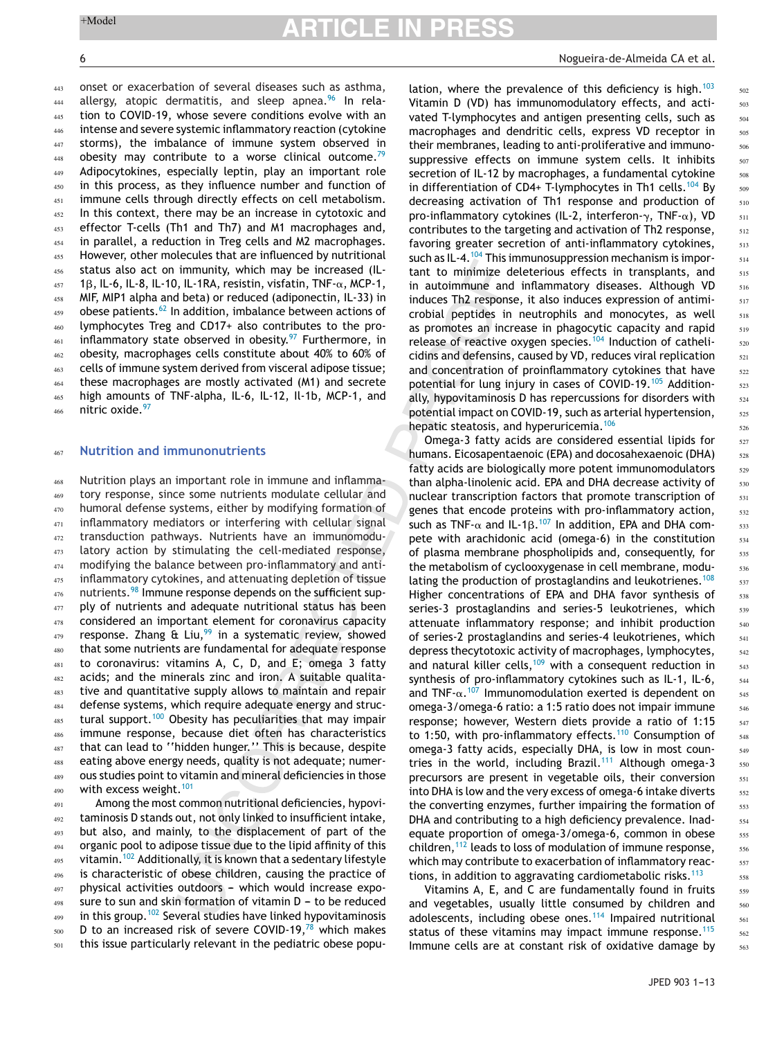onset or exacerbation of several diseases such as asthma, allergy, atopic dermatitis, and sleep apnea.[96] In relation to COVID-19, whose severe conditions evolve with an intense and severe systemic inflammatory reaction (cytokine storms), the imbalance of immune system observed in obesity may contribute to a worse clinical outcome.[79] Adipocytokines, especially leptin, play an important role in this process, as they influence number and function of immune cells through directly effects on cell metabolism. In this context, there may be an increase in cytotoxic and effector T-cells (Th1 and Th7) and M1 macrophages and, in parallel, a reduction in Treg cells and M2 macrophages. However, other molecules that are influenced by nutritional status also act on immunity, which may be increased (IL-1β, IL-6, IL-8, IL-10, IL-1RA, resistin, visfatin, TNF-α, MCP-1, MIF, MIP1 alpha and beta) or reduced (adiponectin, IL-33) in obese patients.[62] In addition, imbalance between actions of lymphocytes Treg and CD17+ also contributes to the pro-inflammatory state observed in obesity.[97] Furthermore, in obesity, macrophages cells constitute about 40% to 60% of cells of immune system derived from visceral adipose tissue; these macrophages are mostly activated (M1) and secrete high amounts of TNF-alpha, IL-6, IL-12, Il-1b, MCP-1, and nitric oxide.[97]

## Nutrition and immunonutrients

Nutrition plays an important role in immune and inflammatory response, since some nutrients modulate cellular and humoral defense systems, either by modifying formation of inflammatory mediators or interfering with cellular signal transduction pathways. Nutrients have an immunomodulatory action by stimulating the cell-mediated response, modifying the balance between pro-inflammatory and anti-inflammatory cytokines, and attenuating depletion of tissue nutrients.[98] Immune response depends on the sufficient supply of nutrients and adequate nutritional status has been considered an important element for coronavirus capacity response. Zhang & Liu,[99] in a systematic review, showed that some nutrients are fundamental for adequate response to coronavirus: vitamins A, C, D, and E; omega 3 fatty acids; and the minerals zinc and iron. A suitable qualitative and quantitative supply allows to maintain and repair defense systems, which require adequate energy and structural support.[100] Obesity has peculiarities that may impair immune response, because diet often has characteristics that can lead to ''hidden hunger.'' This is because, despite eating above energy needs, quality is not adequate; numerous studies point to vitamin and mineral deficiencies in those with excess weight.[101]

Among the most common nutritional deficiencies, hypovitaminosis D stands out, not only linked to insufficient intake, but also, and mainly, to the displacement of part of the organic pool to adipose tissue due to the lipid affinity of this vitamin.[102] Additionally, it is known that a sedentary lifestyle is characteristic of obese children, causing the practice of physical activities outdoors – which would increase exposure to sun and skin formation of vitamin D – to be reduced in this group.[102] Several studies have linked hypovitaminosis D to an increased risk of severe COVID-19,[78] which makes this issue particularly relevant in the pediatric obese population, where the prevalence of this deficiency is high.[103] Vitamin D (VD) has immunomodulatory effects, and activated T-lymphocytes and antigen presenting cells, such as macrophages and dendritic cells, express VD receptor in their membranes, leading to anti-proliferative and immunosuppressive effects on immune system cells. It inhibits secretion of IL-12 by macrophages, a fundamental cytokine in differentiation of CD4+ T-lymphocytes in Th1 cells.[104] By decreasing activation of Th1 response and production of pro-inflammatory cytokines (IL-2, interferon-γ, TNF-α), VD contributes to the targeting and activation of Th2 response, favoring greater secretion of anti-inflammatory cytokines, such as IL-4.[104] This immunosuppression mechanism is important to minimize deleterious effects in transplants, and in autoimmune and inflammatory diseases. Although VD induces Th2 response, it also induces expression of antimicrobial peptides in neutrophils and monocytes, as well as promotes an increase in phagocytic capacity and rapid release of reactive oxygen species.[104] Induction of cathelicidins and defensins, caused by VD, reduces viral replication and concentration of proinflammatory cytokines that have potential for lung injury in cases of COVID-19.[105] Additionally, hypovitaminosis D has repercussions for disorders with potential impact on COVID-19, such as arterial hypertension, hepatic steatosis, and hyperuricemia.[106]

Omega-3 fatty acids are considered essential lipids for humans. Eicosapentaenoic (EPA) and docosahexaenoic (DHA) fatty acids are biologically more potent immunomodulators than alpha-linolenic acid. EPA and DHA decrease activity of nuclear transcription factors that promote transcription of genes that encode proteins with pro-inflammatory action, such as TNF-α and IL-1β.[107] In addition, EPA and DHA compete with arachidonic acid (omega-6) in the constitution of plasma membrane phospholipids and, consequently, for the metabolism of cyclooxygenase in cell membrane, modulating the production of prostaglandins and leukotrienes.[108] Higher concentrations of EPA and DHA favor synthesis of series-3 prostaglandins and series-5 leukotrienes, which attenuate inflammatory response; and inhibit production of series-2 prostaglandins and series-4 leukotrienes, which depress thecytotoxic activity of macrophages, lymphocytes, and natural killer cells,[109] with a consequent reduction in synthesis of pro-inflammatory cytokines such as IL-1, IL-6, and TNF-α.[107] Immunomodulation exerted is dependent on omega-3/omega-6 ratio: a 1:5 ratio does not impair immune response; however, Western diets provide a ratio of 1:15 to 1:50, with pro-inflammatory effects.[110] Consumption of omega-3 fatty acids, especially DHA, is low in most countries in the world, including Brazil.[111] Although omega-3 precursors are present in vegetable oils, their conversion into DHA is low and the very excess of omega-6 intake diverts the converting enzymes, further impairing the formation of DHA and contributing to a high deficiency prevalence. Inadequate proportion of omega-3/omega-6, common in obese children,[112] leads to loss of modulation of immune response, which may contribute to exacerbation of inflammatory reactions, in addition to aggravating cardiometabolic risks.[113]

Vitamins A, E, and C are fundamentally found in fruits and vegetables, usually little consumed by children and adolescents, including obese ones.[114] Impaired nutritional status of these vitamins may impact immune response.[115] Immune cells are at constant risk of oxidative damage by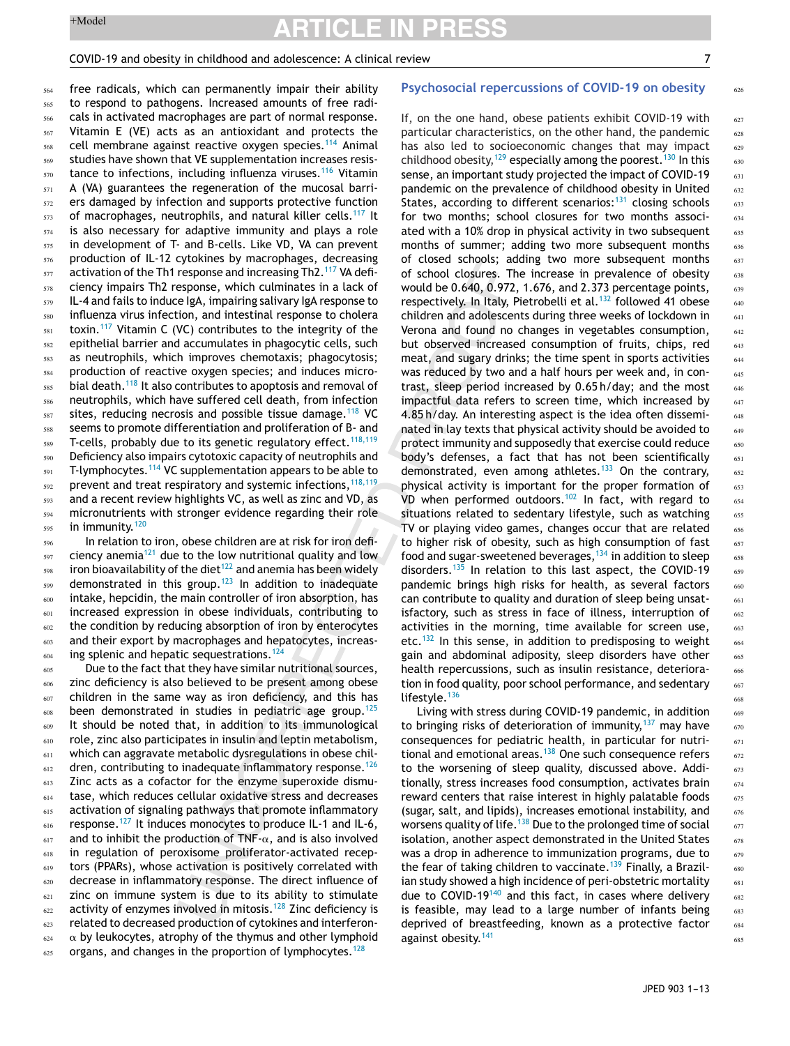free radicals, which can permanently impair their ability to respond to pathogens. Increased amounts of free radicals in activated macrophages are part of normal response. Vitamin E (VE) acts as an antioxidant and protects the cell membrane against reactive oxygen species.[114] Animal studies have shown that VE supplementation increases resistance to infections, including influenza viruses.[116] Vitamin A (VA) guarantees the regeneration of the mucosal barriers damaged by infection and supports protective function of macrophages, neutrophils, and natural killer cells.[117] It is also necessary for adaptive immunity and plays a role in development of T- and B-cells. Like VD, VA can prevent production of IL-12 cytokines by macrophages, decreasing activation of the Th1 response and increasing Th2.[117] VA deficiency impairs Th2 response, which culminates in a lack of IL-4 and fails to induce IgA, impairing salivary IgA response to influenza virus infection, and intestinal response to cholera toxin.[117] Vitamin C (VC) contributes to the integrity of the epithelial barrier and accumulates in phagocytic cells, such as neutrophils, which improves chemotaxis; phagocytosis; production of reactive oxygen species; and induces microbial death.[118] It also contributes to apoptosis and removal of neutrophils, which have suffered cell death, from infection sites, reducing necrosis and possible tissue damage.[118] VC seems to promote differentiation and proliferation of B- and T-cells, probably due to its genetic regulatory effect.[118,119] Deficiency also impairs cytotoxic capacity of neutrophils and T-lymphocytes.[114] VC supplementation appears to be able to prevent and treat respiratory and systemic infections,[118,119] and a recent review highlights VC, as well as zinc and VD, as micronutrients with stronger evidence regarding their role in immunity.[120]

In relation to iron, obese children are at risk for iron deficiency anemia[121] due to the low nutritional quality and low iron bioavailability of the diet[122] and anemia has been widely demonstrated in this group.[123] In addition to inadequate intake, hepcidin, the main controller of iron absorption, has increased expression in obese individuals, contributing to the condition by reducing absorption of iron by enterocytes and their export by macrophages and hepatocytes, increasing splenic and hepatic sequestrations.[124]

Due to the fact that they have similar nutritional sources, zinc deficiency is also believed to be present among obese children in the same way as iron deficiency, and this has been demonstrated in studies in pediatric age group.[125] It should be noted that, in addition to its immunological role, zinc also participates in insulin and leptin metabolism, which can aggravate metabolic dysregulations in obese children, contributing to inadequate inflammatory response.[126] Zinc acts as a cofactor for the enzyme superoxide dismutase, which reduces cellular oxidative stress and decreases activation of signaling pathways that promote inflammatory response.[127] It induces monocytes to produce IL-1 and IL-6, and to inhibit the production of TNF-$\alpha$, and is also involved in regulation of peroxisome proliferator-activated receptors (PPARs), whose activation is positively correlated with decrease in inflammatory response. The direct influence of zinc on immune system is due to its ability to stimulate activity of enzymes involved in mitosis.[128] Zinc deficiency is related to decreased production of cytokines and interferon-$\alpha$ by leukocytes, atrophy of the thymus and other lymphoid organs, and changes in the proportion of lymphocytes.[128]

## Psychosocial repercussions of COVID-19 on obesity

If, on the one hand, obese patients exhibit COVID-19 with particular characteristics, on the other hand, the pandemic has also led to socioeconomic changes that may impact childhood obesity,[129] especially among the poorest.[130] In this sense, an important study projected the impact of COVID-19 pandemic on the prevalence of childhood obesity in United States, according to different scenarios:[131] closing schools for two months; school closures for two months associated with a 10% drop in physical activity in two subsequent months of summer; adding two more subsequent months of closed schools; adding two more subsequent months of school closures. The increase in prevalence of obesity would be 0.640, 0.972, 1.676, and 2.373 percentage points, respectively. In Italy, Pietrobelli et al.[132] followed 41 obese children and adolescents during three weeks of lockdown in Verona and found no changes in vegetables consumption, but observed increased consumption of fruits, chips, red meat, and sugary drinks; the time spent in sports activities was reduced by two and a half hours per week and, in contrast, sleep period increased by 0.65 h/day; and the most impactful data refers to screen time, which increased by 4.85 h/day. An interesting aspect is the idea often disseminated in lay texts that physical activity should be avoided to protect immunity and supposedly that exercise could reduce body's defenses, a fact that has not been scientifically demonstrated, even among athletes.[133] On the contrary, physical activity is important for the proper formation of VD when performed outdoors.[102] In fact, with regard to situations related to sedentary lifestyle, such as watching TV or playing video games, changes occur that are related to higher risk of obesity, such as high consumption of fast food and sugar-sweetened beverages,[134] in addition to sleep disorders.[135] In relation to this last aspect, the COVID-19 pandemic brings high risks for health, as several factors can contribute to quality and duration of sleep being unsatisfactory, such as stress in face of illness, interruption of activities in the morning, time available for screen use, etc.[132] In this sense, in addition to predisposing to weight gain and abdominal adiposity, sleep disorders have other health repercussions, such as insulin resistance, deterioration in food quality, poor school performance, and sedentary lifestyle.[136]

Living with stress during COVID-19 pandemic, in addition to bringing risks of deterioration of immunity,[137] may have consequences for pediatric health, in particular for nutritional and emotional areas.[138] One such consequence refers to the worsening of sleep quality, discussed above. Additionally, stress increases food consumption, activates brain reward centers that raise interest in highly palatable foods (sugar, salt, and lipids), increases emotional instability, and worsens quality of life.[138] Due to the prolonged time of social isolation, another aspect demonstrated in the United States was a drop in adherence to immunization programs, due to the fear of taking children to vaccinate.[139] Finally, a Brazilian study showed a high incidence of peri-obstetric mortality due to COVID-19[140] and this fact, in cases where delivery is feasible, may lead to a large number of infants being deprived of breastfeeding, known as a protective factor against obesity.[141]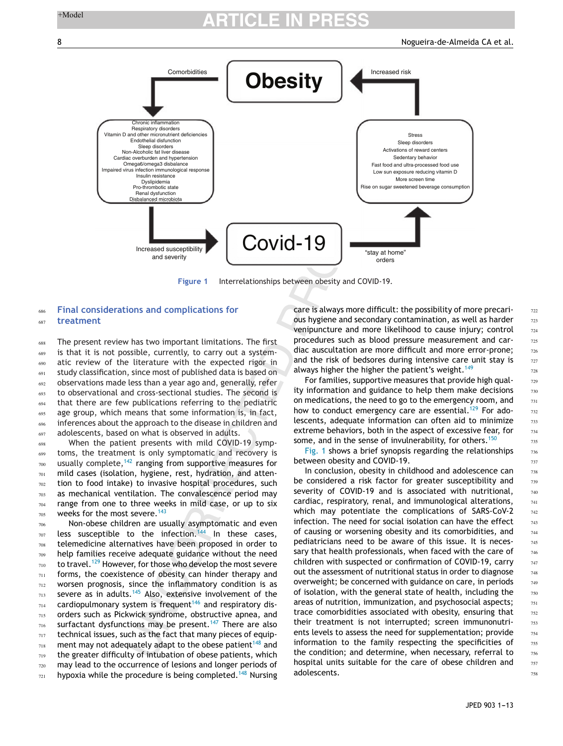Comorbidities

**Obesity**

Increased risk

Chronic inflammation
Respiratory disorders
Vitamin D and other micronutrient deficiencies
Endothelial disfunction
Sleep disorders
Non-Alcoholic fat liver disease
Cardiac overburden and hypertension
Omega6/omega3 disbalance
Impaired virus infection immunological response
Insulin resistance
Dyslipidemia
Pro-thrombotic state
Renal dysfunction
Disbalanced microbiota

Stress
Sleep disorders
Activations of reward centers
Sedentary behavior
Fast food and ultra-processed food use
Low sun exposure reducing vitamin D
More screen time
Rise on sugar sweetened beverage consumption

Increased susceptibility and severity

**Covid-19**

"stay at home" orders

Figure 1 Interrelationships between obesity and COVID-19.

## Final considerations and complications for treatment

The present review has two important limitations. The first is that it is not possible, currently, to carry out a systematic review of the literature with the expected rigor in study classification, since most of published data is based on observations made less than a year ago and, generally, refer to observational and cross-sectional studies. The second is that there are few publications referring to the pediatric age group, which means that some information is, in fact, inferences about the approach to the disease in children and adolescents, based on what is observed in adults.

When the patient presents with mild COVID-19 symptoms, the treatment is only symptomatic and recovery is usually complete,[142] ranging from supportive measures for mild cases (isolation, hygiene, rest, hydration, and attention to food intake) to invasive hospital procedures, such as mechanical ventilation. The convalescence period may range from one to three weeks in mild case, or up to six weeks for the most severe.[143]

Non-obese children are usually asymptomatic and even less susceptible to the infection.[144] In these cases, telemedicine alternatives have been proposed in order to help families receive adequate guidance without the need to travel.[129] However, for those who develop the most severe forms, the coexistence of obesity can hinder therapy and worsen prognosis, since the inflammatory condition is as severe as in adults.[145] Also, extensive involvement of the cardiopulmonary system is frequent[146] and respiratory disorders such as Pickwick syndrome, obstructive apnea, and surfactant dysfunctions may be present.[147] There are also technical issues, such as the fact that many pieces of equipment may not adequately adapt to the obese patient[148] and the greater difficulty of intubation of obese patients, which may lead to the occurrence of lesions and longer periods of hypoxia while the procedure is being completed.[148] Nursing care is always more difficult: the possibility of more precarious hygiene and secondary contamination, as well as harder venipuncture and more likelihood to cause injury; control procedures such as blood pressure measurement and cardiac auscultation are more difficult and more error-prone; and the risk of bedsores during intensive care unit stay is always higher the higher the patient's weight.[149]

For families, supportive measures that provide high quality information and guidance to help them make decisions on medications, the need to go to the emergency room, and how to conduct emergency care are essential.[129] For adolescents, adequate information can often aid to minimize extreme behaviors, both in the aspect of excessive fear, for some, and in the sense of invulnerability, for others.[150]

Fig. 1 shows a brief synopsis regarding the relationships between obesity and COVID-19.

In conclusion, obesity in childhood and adolescence can be considered a risk factor for greater susceptibility and severity of COVID-19 and is associated with nutritional, cardiac, respiratory, renal, and immunological alterations, which may potentiate the complications of SARS-CoV-2 infection. The need for social isolation can have the effect of causing or worsening obesity and its comorbidities, and pediatricians need to be aware of this issue. It is necessary that health professionals, when faced with the care of children with suspected or confirmation of COVID-19, carry out the assessment of nutritional status in order to diagnose overweight; be concerned with guidance on care, in periods of isolation, with the general state of health, including the areas of nutrition, immunization, and psychosocial aspects; trace comorbidities associated with obesity, ensuring that their treatment is not interrupted; screen immunonutrients levels to assess the need for supplementation; provide information to the family respecting the specificities of the condition; and determine, when necessary, referral to hospital units suitable for the care of obese children and adolescents.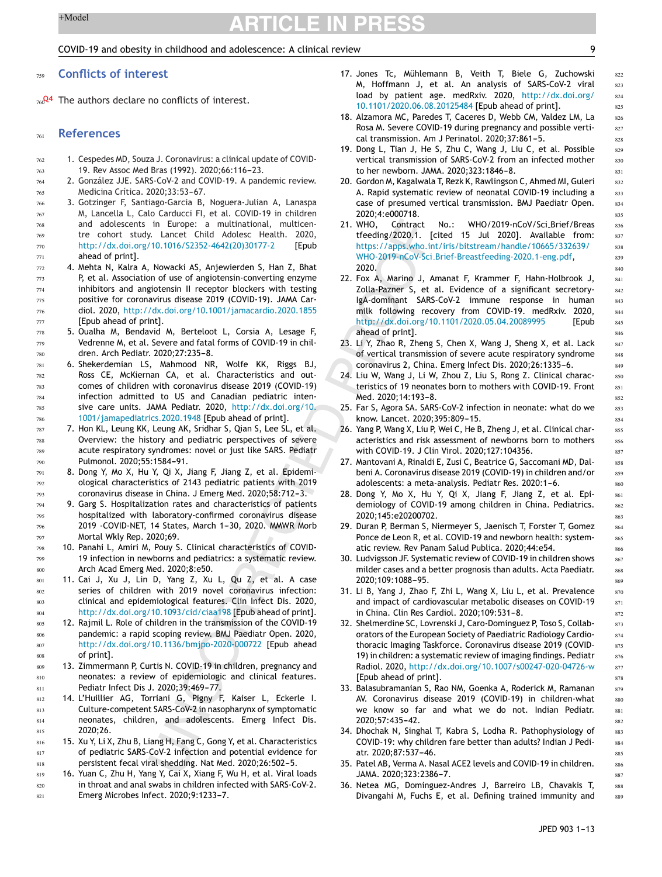## Conflicts of interest

The authors declare no conflicts of interest.

## References

1. Cespedes MD, Souza J. Coronavirus: a clinical update of COVID-19. Rev Assoc Med Bras (1992). 2020;66:116–23.
2. González JJE. SARS-CoV-2 and COVID-19. A pandemic review. Medicina Crítica. 2020;33:53–67.
3. Gotzinger F, Santiago-Garcia B, Noguera-Julian A, Lanaspa M, Lancella L, Calo Carducci FI, et al. COVID-19 in children and adolescents in Europe: a multinational, multicentre cohort study. Lancet Child Adolesc Health. 2020, http://dx.doi.org/10.1016/S2352-4642(20)30177-2 [Epub ahead of print].
4. Mehta N, Kalra A, Nowacki AS, Anjewierden S, Han Z, Bhat P, et al. Association of use of angiotensin-converting enzyme inhibitors and angiotensin II receptor blockers with testing positive for coronavirus disease 2019 (COVID-19). JAMA Cardiol. 2020, http://dx.doi.org/10.1001/jamacardio.2020.1855 [Epub ahead of print].
5. Oualha M, Bendavid M, Berteloot L, Corsia A, Lesage F, Vedrenne M, et al. Severe and fatal forms of COVID-19 in children. Arch Pediatr. 2020;27:235–8.
6. Shekerdemian LS, Mahmood NR, Wolfe KK, Riggs BJ, Ross CE, McKiernan CA, et al. Characteristics and outcomes of children with coronavirus disease 2019 (COVID-19) infection admitted to US and Canadian pediatric intensive care units. JAMA Pediatr. 2020, http://dx.doi.org/10.1001/jamapediatrics.2020.1948 [Epub ahead of print].
7. Hon KL, Leung KK, Leung AK, Sridhar S, Qian S, Lee SL, et al. Overview: the history and pediatric perspectives of severe acute respiratory syndromes: novel or just like SARS. Pediatr Pulmonol. 2020;55:1584–91.
8. Dong Y, Mo X, Hu Y, Qi X, Jiang F, Jiang Z, et al. Epidemiological characteristics of 2143 pediatric patients with 2019 coronavirus disease in China. J Emerg Med. 2020;58:712–3.
9. Garg S. Hospitalization rates and characteristics of patients hospitalized with laboratory-confirmed coronavirus disease 2019 -COVID-NET, 14 States, March 1–30, 2020. MMWR Morb Mortal Wkly Rep. 2020;69.
10. Panahi L, Amiri M, Pouy S. Clinical characteristics of COVID-19 infection in newborns and pediatrics: a systematic review. Arch Acad Emerg Med. 2020;8:e50.
11. Cai J, Xu J, Lin D, Yang Z, Xu L, Qu Z, et al. A case series of children with 2019 novel coronavirus infection: clinical and epidemiological features. Clin Infect Dis. 2020, http://dx.doi.org/10.1093/cid/ciaa198 [Epub ahead of print].
12. Rajmil L. Role of children in the transmission of the COVID-19 pandemic: a rapid scoping review. BMJ Paediatr Open. 2020, http://dx.doi.org/10.1136/bmjpo-2020-000722 [Epub ahead of print].
13. Zimmermann P, Curtis N. COVID-19 in children, pregnancy and neonates: a review of epidemiologic and clinical features. Pediatr Infect Dis J. 2020;39:469–77.
14. L'Huillier AG, Torriani G, Pigny F, Kaiser L, Eckerle I. Culture-competent SARS-CoV-2 in nasopharynx of symptomatic neonates, children, and adolescents. Emerg Infect Dis. 2020;26.
15. Xu Y, Li X, Zhu B, Liang H, Fang C, Gong Y, et al. Characteristics of pediatric SARS-CoV-2 infection and potential evidence for persistent fecal viral shedding. Nat Med. 2020;26:502–5.
16. Yuan C, Zhu H, Yang Y, Cai X, Xiang F, Wu H, et al. Viral loads in throat and anal swabs in children infected with SARS-CoV-2. Emerg Microbes Infect. 2020;9:1233–7.
17. Jones Tc, Mühlemann B, Veith T, Biele G, Zuchowski M, Hoffmann J, et al. An analysis of SARS-CoV-2 viral load by patient age. medRxiv. 2020, http://dx.doi.org/10.1101/2020.06.08.20125484 [Epub ahead of print].
18. Alzamora MC, Paredes T, Caceres D, Webb CM, Valdez LM, La Rosa M. Severe COVID-19 during pregnancy and possible vertical transmission. Am J Perinatol. 2020;37:861–5.
19. Dong L, Tian J, He S, Zhu C, Wang J, Liu C, et al. Possible vertical transmission of SARS-CoV-2 from an infected mother to her newborn. JAMA. 2020;323:1846–8.
20. Gordon M, Kagalwala T, Rezk K, Rawlingson C, Ahmed MI, Guleri A. Rapid systematic review of neonatal COVID-19 including a case of presumed vertical transmission. BMJ Paediatr Open. 2020;4:e000718.
21. WHO, Contract No.: WHO/2019-nCoV/Sci_Brief/Breastfeeding/2020.1. [cited 15 Jul 2020]. Available from: https://apps.who.int/iris/bitstream/handle/10665/332639/WHO-2019-nCoV-Sci_Brief-Breastfeeding-2020.1-eng.pdf, 2020.
22. Fox A, Marino J, Amanat F, Krammer F, Hahn-Holbrook J, Zolla-Pazner S, et al. Evidence of a significant secretory-IgA-dominant SARS-CoV-2 immune response in human milk following recovery from COVID-19. medRxiv. 2020, http://dx.doi.org/10.1101/2020.05.04.20089995 [Epub ahead of print].
23. Li Y, Zhao R, Zheng S, Chen X, Wang J, Sheng X, et al. Lack of vertical transmission of severe acute respiratory syndrome coronavirus 2, China. Emerg Infect Dis. 2020;26:1335–6.
24. Liu W, Wang J, Li W, Zhou Z, Liu S, Rong Z. Clinical characteristics of 19 neonates born to mothers with COVID-19. Front Med. 2020;14:193–8.
25. Far S, Agora SA. SARS-CoV-2 infection in neonate: what do we know. Lancet. 2020;395:809–15.
26. Yang P, Wang X, Liu P, Wei C, He B, Zheng J, et al. Clinical characteristics and risk assessment of newborns born to mothers with COVID-19. J Clin Virol. 2020;127:104356.
27. Mantovani A, Rinaldi E, Zusi C, Beatrice G, Saccomani MD, Dalbeni A. Coronavirus disease 2019 (COVID-19) in children and/or adolescents: a meta-analysis. Pediatr Res. 2020:1–6.
28. Dong Y, Mo X, Hu Y, Qi X, Jiang F, Jiang Z, et al. Epidemiology of COVID-19 among children in China. Pediatrics. 2020;145:e20200702.
29. Duran P, Berman S, Niermeyer S, Jaenisch T, Forster T, Gomez Ponce de Leon R, et al. COVID-19 and newborn health: systematic review. Rev Panam Salud Publica. 2020;44:e54.
30. Ludvigsson JF. Systematic review of COVID-19 in children shows milder cases and a better prognosis than adults. Acta Paediatr. 2020;109:1088–95.
31. Li B, Yang J, Zhao F, Zhi L, Wang X, Liu L, et al. Prevalence and impact of cardiovascular metabolic diseases on COVID-19 in China. Clin Res Cardiol. 2020;109:531–8.
32. Shelmerdine SC, Lovrenski J, Caro-Dominguez P, Toso S, Collaborators of the European Society of Paediatric Radiology Cardiothoracic Imaging Taskforce. Coronavirus disease 2019 (COVID-19) in children: a systematic review of imaging findings. Pediatr Radiol. 2020, http://dx.doi.org/10.1007/s00247-020-04726-w [Epub ahead of print].
33. Balasubramanian S, Rao NM, Goenka A, Roderick M, Ramanan AV. Coronavirus disease 2019 (COVID-19) in children-what we know so far and what we do not. Indian Pediatr. 2020;57:435–42.
34. Dhochak N, Singhal T, Kabra S, Lodha R. Pathophysiology of COVID-19: why children fare better than adults? Indian J Pediatr. 2020;87:537–46.
35. Patel AB, Verma A. Nasal ACE2 levels and COVID-19 in children. JAMA. 2020;323:2386–7.
36. Netea MG, Dominguez-Andres J, Barreiro LB, Chavakis T, Divangahi M, Fuchs E, et al. Defining trained immunity and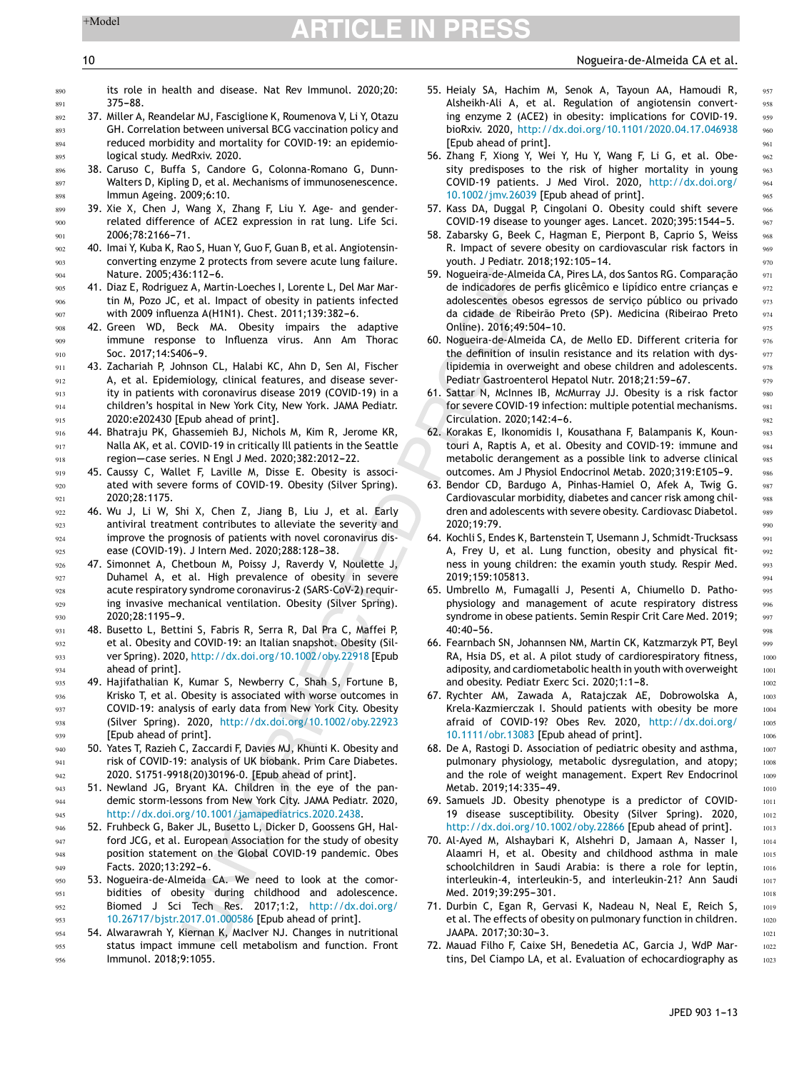its role in health and disease. Nat Rev Immunol. 2020;20: 375–88.

37. Miller A, Reandelar MJ, Fasciglione K, Roumenova V, Li Y, Otazu GH. Correlation between universal BCG vaccination policy and reduced morbidity and mortality for COVID-19: an epidemiological study. MedRxiv. 2020.
38. Caruso C, Buffa S, Candore G, Colonna-Romano G, Dunn-Walters D, Kipling D, et al. Mechanisms of immunosenescence. Immun Ageing. 2009;6:10.
39. Xie X, Chen J, Wang X, Zhang F, Liu Y. Age- and gender-related difference of ACE2 expression in rat lung. Life Sci. 2006;78:2166–71.
40. Imai Y, Kuba K, Rao S, Huan Y, Guo F, Guan B, et al. Angiotensin-converting enzyme 2 protects from severe acute lung failure. Nature. 2005;436:112–6.
41. Diaz E, Rodriguez A, Martin-Loeches I, Lorente L, Del Mar Martin M, Pozo JC, et al. Impact of obesity in patients infected with 2009 influenza A(H1N1). Chest. 2011;139:382–6.
42. Green WD, Beck MA. Obesity impairs the adaptive immune response to Influenza virus. Ann Am Thorac Soc. 2017;14:S406–9.
43. Zachariah P, Johnson CL, Halabi KC, Ahn D, Sen AI, Fischer A, et al. Epidemiology, clinical features, and disease severity in patients with coronavirus disease 2019 (COVID-19) in a children's hospital in New York City, New York. JAMA Pediatr. 2020:e202430 [Epub ahead of print].
44. Bhatraju PK, Ghassemieh BJ, Nichols M, Kim R, Jerome KR, Nalla AK, et al. COVID-19 in critically Ill patients in the Seattle region—case series. N Engl J Med. 2020;382:2012–22.
45. Caussy C, Wallet F, Laville M, Disse E. Obesity is associated with severe forms of COVID-19. Obesity (Silver Spring). 2020;28:1175.
46. Wu J, Li W, Shi X, Chen Z, Jiang B, Liu J, et al. Early antiviral treatment contributes to alleviate the severity and improve the prognosis of patients with novel coronavirus disease (COVID-19). J Intern Med. 2020;288:128–38.
47. Simonnet A, Chetboun M, Poissy J, Raverdy V, Noulette J, Duhamel A, et al. High prevalence of obesity in severe acute respiratory syndrome coronavirus-2 (SARS-CoV-2) requiring invasive mechanical ventilation. Obesity (Silver Spring). 2020;28:1195–9.
48. Busetto L, Bettini S, Fabris R, Serra R, Dal Pra C, Maffei P, et al. Obesity and COVID-19: an Italian snapshot. Obesity (Silver Spring). 2020, http://dx.doi.org/10.1002/oby.22918 [Epub ahead of print].
49. Hajifathalian K, Kumar S, Newberry C, Shah S, Fortune B, Krisko T, et al. Obesity is associated with worse outcomes in COVID-19: analysis of early data from New York City. Obesity (Silver Spring). 2020, http://dx.doi.org/10.1002/oby.22923 [Epub ahead of print].
50. Yates T, Razieh C, Zaccardi F, Davies MJ, Khunti K. Obesity and risk of COVID-19: analysis of UK biobank. Prim Care Diabetes. 2020. S1751-9918(20)30196-0. [Epub ahead of print].
51. Newland JG, Bryant KA. Children in the pandemic storm-lessons from New York City. JAMA Pediatr. 2020, http://dx.doi.org/10.1001/jamapediatrics.2020.2438.
52. Fruhbeck G, Baker JL, Busetto L, Dicker D, Goossens GH, Halford JCG, et al. European Association for the study of obesity position statement on the Global COVID-19 pandemic. Obes Facts. 2020;13:292–6.
53. Nogueira-de-Almeida CA. We need to look at the comorbidities of obesity during childhood and adolescence. Biomed J Sci Tech Res. 2017;1:2, http://dx.doi.org/10.26717/bjstr.2017.01.000586 [Epub ahead of print].
54. Alwarawrah Y, Kiernan K, MacIver NJ. Changes in nutritional status impact immune cell metabolism and function. Front Immunol. 2018;9:1055.
55. Heialy SA, Hachim M, Senok A, Tayoun AA, Hamoudi R, Alsheikh-Ali A, et al. Regulation of angiotensin converting enzyme 2 (ACE2) in obesity: implications for COVID-19. bioRxiv. 2020, http://dx.doi.org/10.1101/2020.04.17.046938 [Epub ahead of print].
56. Zhang F, Xiong Y, Wei Y, Hu Y, Wang F, Li G, et al. Obesity predisposes to the risk of higher mortality in young COVID-19 patients. J Med Virol. 2020, http://dx.doi.org/10.1002/jmv.26039 [Epub ahead of print].
57. Kass DA, Duggal P, Cingolani O. Obesity could shift severe COVID-19 disease to younger ages. Lancet. 2020;395:1544–5.
58. Zabarsky G, Beek C, Hagman E, Pierpont B, Caprio S, Weiss R. Impact of severe obesity on cardiovascular risk factors in youth. J Pediatr. 2018;192:105–14.
59. Nogueira-de-Almeida CA, Pires LA, dos Santos RG. Comparação de indicadores de perfis glicêmico e lipídico entre crianças e adolescentes obesos egressos de serviço público ou privado da cidade de Ribeirão Preto (SP). Medicina (Ribeirao Preto Online). 2016;49:504–10.
60. Nogueira-de-Almeida CA, de Mello ED. Different criteria for the definition of insulin resistance and its relation with dyslipidemia in overweight and obese children and adolescents. Pediatr Gastroenterol Hepatol Nutr. 2018;21:59–67.
61. Sattar N, McInnes IB, McMurray JJ. Obesity is a risk factor for severe COVID-19 infection: multiple potential mechanisms. Circulation. 2020;142:4–6.
62. Korakas E, Ikonomidis I, Kousathana F, Balampanis K, Kountouri A, Raptis A, et al. Obesity and COVID-19: immune and metabolic derangement as a possible link to adverse clinical outcomes. Am J Physiol Endocrinol Metab. 2020;319:E105–9.
63. Bendor CD, Bardugo A, Pinhas-Hamiel O, Afek A, Twig G. Cardiovascular morbidity, diabetes and cancer risk among children and adolescents with severe obesity. Cardiovasc Diabetol. 2020;19:79.
64. Kochli S, Endes K, Bartenstein T, Usemann J, Schmidt-Trucksass A, Frey U, et al. Lung function, obesity and physical fitness in young children: the examin youth study. Respir Med. 2019;159:105813.
65. Umbrello M, Fumagalli J, Pesenti A, Chiumello D. Pathophysiology and management of acute respiratory distress syndrome in obese patients. Semin Respir Crit Care Med. 2019; 40:40–56.
66. Fearnbach SN, Johannsen NM, Martin CK, Katzmarzyk PT, Beyl RA, Hsia DS, et al. A pilot study of cardiorespiratory fitness, adiposity, and cardiometabolic health in youth with overweight and obesity. Pediatr Exerc Sci. 2020;1:1–8.
67. Rychter AM, Zawada A, Ratajczak AE, Dobrowolska A, Krela-Kazmierczak I. Should patients with obesity be more afraid of COVID-19? Obes Rev. 2020, http://dx.doi.org/10.1111/obr.13083 [Epub ahead of print].
68. De A, Rastogi D. Association of pediatric obesity and asthma, pulmonary physiology, metabolic dysregulation, and atopy; and the role of weight management. Expert Rev Endocrinol Metab. 2019;14:335–49.
69. Samuels JD. Obesity phenotype is a predictor of COVID-19 disease susceptibility. Obesity (Silver Spring). 2020, http://dx.doi.org/10.1002/oby.22866 [Epub ahead of print].
70. Al-Ayed M, Alshaybari K, Alshehri D, Jamaan A, Nasser I, Alaamri H, et al. Obesity and childhood asthma in male schoolchildren in Saudi Arabia: is there a role for leptin, interleukin-4, interleukin-5, and interleukin-21? Ann Saudi Med. 2019;39:295–301.
71. Durbin C, Egan R, Gervasi K, Nadeau N, Neal E, Reich S, et al. The effects of obesity on pulmonary function in children. JAAPA. 2017;30:30–3.
72. Mauad Filho F, Caixe SH, Benedetia AC, Garcia J, WdP Martins, Del Ciampo LA, et al. Evaluation of echocardiography as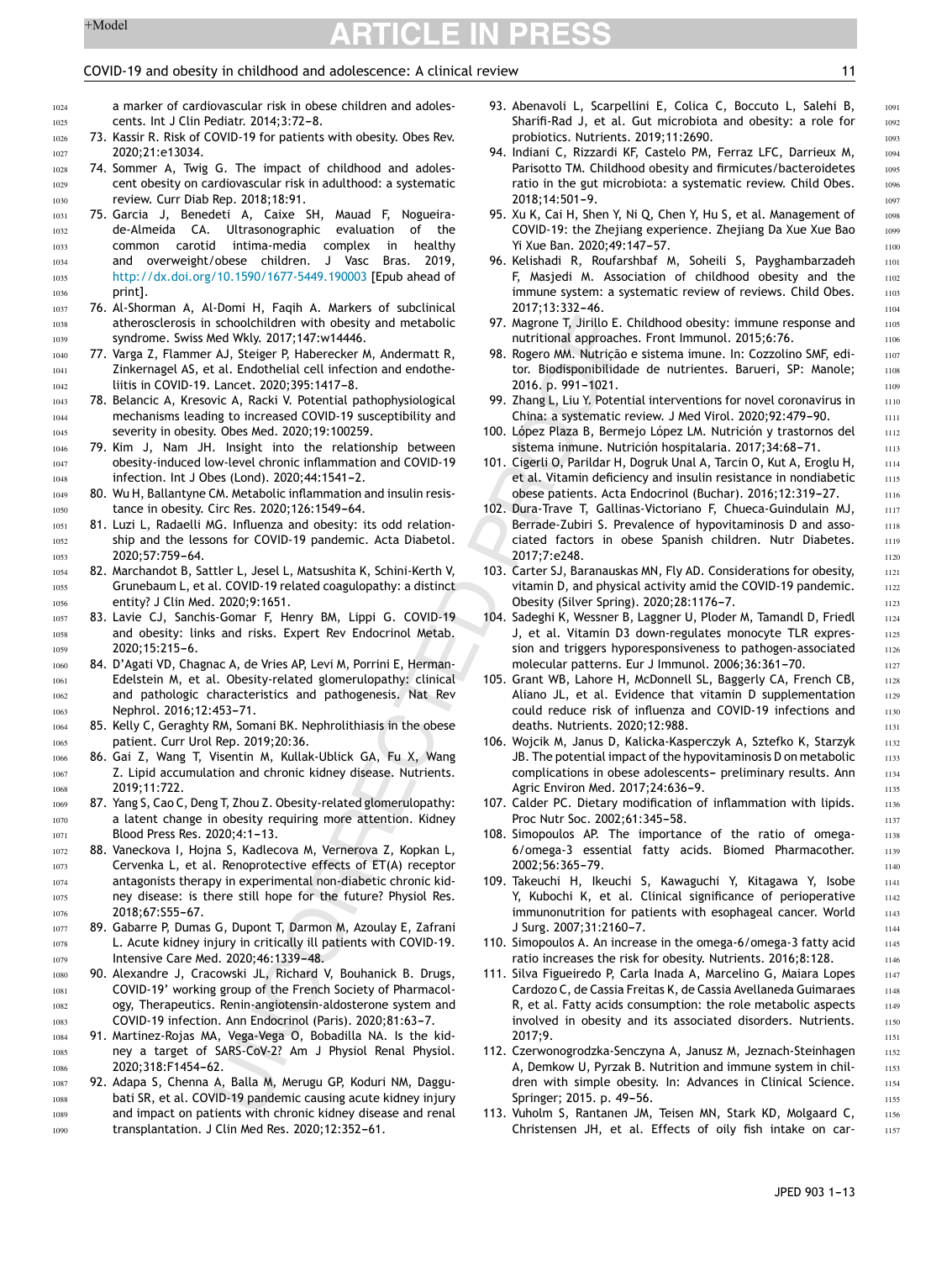a marker of cardiovascular risk in obese children and adolescents. Int J Clin Pediatr. 2014;3:72–8.

73. Kassir R. Risk of COVID-19 for patients with obesity. Obes Rev. 2020;21:e13034.
74. Sommer A, Twig G. The impact of childhood and adolescent obesity on cardiovascular risk in adulthood: a systematic review. Curr Diab Rep. 2018;18:91.
75. Garcia J, Benedeti A, Caixe SH, Mauad F, Nogueira-de-Almeida CA. Ultrasonographic evaluation of the common carotid intima-media complex in healthy and overweight/obese children. J Vasc Bras. 2019, http://dx.doi.org/10.1590/1677-5449.190003 [Epub ahead of print].
76. Al-Shorman A, Al-Domi H, Faqih A. Markers of subclinical atherosclerosis in schoolchildren with obesity and metabolic syndrome. Swiss Med Wkly. 2017;147:w14446.
77. Varga Z, Flammer AJ, Steiger P, Haberecker M, Andermatt R, Zinkernagel AS, et al. Endothelial cell infection and endotheliitis in COVID-19. Lancet. 2020;395:1417–8.
78. Belancic A, Kresovic A, Racki V. Potential pathophysiological mechanisms leading to increased COVID-19 susceptibility and severity in obesity. Obes Med. 2020;19:100259.
79. Kim J, Nam JH. Insight into the relationship between obesity-induced low-level chronic inflammation and COVID-19 infection. Int J Obes (Lond). 2020;44:1541–2.
80. Wu H, Ballantyne CM. Metabolic inflammation and insulin resistance in obesity. Circ Res. 2020;126:1549–64.
81. Luzi L, Radaelli MG. Influenza and obesity: its odd relationship and the lessons for COVID-19 pandemic. Acta Diabetol. 2020;57:759–64.
82. Marchandot B, Sattler L, Jesel L, Matsushita K, Schini-Kerth V, Grunebaum L, et al. COVID-19 related coagulopathy: a distinct entity? J Clin Med. 2020;9:1651.
83. Lavie CJ, Sanchis-Gomar F, Henry BM, Lippi G. COVID-19 and obesity: links and risks. Expert Rev Endocrinol Metab. 2020;15:215–6.
84. D'Agati VD, Chagnac A, de Vries AP, Levi M, Porrini E, Herman-Edelstein M, et al. Obesity-related glomerulopathy: clinical and pathologic characteristics and pathogenesis. Nat Rev Nephrol. 2016;12:453–71.
85. Kelly C, Geraghty RM, Somani BK. Nephrolithiasis in the obese patient. Curr Urol Rep. 2019;20:36.
86. Gai Z, Wang T, Visentin M, Kullak-Ublick GA, Fu X, Wang Z. Lipid accumulation and chronic kidney disease. Nutrients. 2019;11:722.
87. Yang S, Cao C, Deng T, Zhou Z. Obesity-related glomerulopathy: a latent change in obesity requiring more attention. Kidney Blood Press Res. 2020;4:1–13.
88. Vaneckova I, Hojna S, Kadlecova M, Vernerova Z, Kopkan L, Cervenka L, et al. Renoprotective effects of ET(A) receptor antagonists therapy in experimental non-diabetic chronic kidney disease: is there still hope for the future? Physiol Res. 2018;67:S55–67.
89. Gabarre P, Dumas G, Dupont T, Darmon M, Azoulay E, Zafrani L. Acute kidney injury in critically ill patients with COVID-19. Intensive Care Med. 2020;46:1339–48.
90. Alexandre J, Cracowski JL, Richard V, Bouhanick B. Drugs, COVID-19' working group of the French Society of Pharmacology, Therapeutics. Renin-angiotensin-aldosterone system and COVID-19 infection. Ann Endocrinol (Paris). 2020;81:63–7.
91. Martinez-Rojas MA, Vega-Vega O, Bobadilla NA. Is the kidney a target of SARS-CoV-2? Am J Physiol Renal Physiol. 2020;318:F1454–62.
92. Adapa S, Chenna A, Balla M, Merugu GP, Koduri NM, Daggubati SR, et al. COVID-19 pandemic causing acute kidney injury and impact on patients with chronic kidney disease and renal transplantation. J Clin Med Res. 2020;12:352–61.
93. Abenavoli L, Scarpellini E, Colica C, Boccuto L, Salehi B, Sharifi-Rad J, et al. Gut microbiota and obesity: a role for probiotics. Nutrients. 2019;11:2690.
94. Indiani C, Rizzardi KF, Castelo PM, Ferraz LFC, Darrieux M, Parisotto TM. Childhood obesity and firmicutes/bacteroidetes ratio in the gut microbiota: a systematic review. Child Obes. 2018;14:501–9.
95. Xu K, Cai H, Shen Y, Ni Q, Chen Y, Hu S, et al. Management of COVID-19: the Zhejiang experience. Zhejiang Da Xue Xue Bao Yi Xue Ban. 2020;49:147–57.
96. Kelishadi R, Roufarshbaf M, Soheili S, Payghambarzadeh F, Masjedi M. Association of childhood obesity and the immune system: a systematic review of reviews. Child Obes. 2017;13:332–46.
97. Magrone T, Jirillo E. Childhood obesity: immune response and nutritional approaches. Front Immunol. 2015;6:76.
98. Rogero MM. Nutrição e sistema imune. In: Cozzolino SMF, editor. Biodisponibilidade de nutrientes. Barueri, SP: Manole; 2016. p. 991–1021.
99. Zhang L, Liu Y. Potential interventions for novel coronavirus in China: a systematic review. J Med Virol. 2020;92:479–90.
100. López Plaza B, Bermejo López LM. Nutrición y trastornos del sistema inmune. Nutrición hospitalaria. 2017;34:68–71.
101. Cigerli O, Parildar H, Dogruk Unal A, Tarcin O, Kut A, Eroglu H, et al. Vitamin deficiency and insulin resistance in nondiabetic obese patients. Acta Endocrinol (Buchar). 2016;12:319–27.
102. Dura-Trave T, Gallinas-Victoriano F, Chueca-Guindulain MJ, Berrade-Zubiri S. Prevalence of hypovitaminosis D and associated factors in obese Spanish children. Nutr Diabetes. 2017;7:e248.
103. Carter SJ, Baranauskas MN, Fly AD. Considerations for obesity, vitamin D, and physical activity amid the COVID-19 pandemic. Obesity (Silver Spring). 2020;28:1176–7.
104. Sadeghi K, Wessner B, Laggner U, Ploder M, Tamandl D, Friedl J, et al. Vitamin D3 down-regulates monocyte TLR expression and triggers hyporesponsiveness to pathogen-associated molecular patterns. Eur J Immunol. 2006;36:361–70.
105. Grant WB, Lahore H, McDonnell SL, Baggerly CA, French CB, Aliano JL, et al. Evidence that vitamin D supplementation could reduce risk of influenza and COVID-19 infections and deaths. Nutrients. 2020;12:988.
106. Wojcik M, Janus D, Kalicka-Kasperczyk A, Sztefko K, Starzyk JB. The potential impact of the hypovitaminosis D on metabolic complications in obese adolescents– preliminary results. Ann Agric Environ Med. 2017;24:636–9.
107. Calder PC. Dietary modification of inflammation with lipids. Proc Nutr Soc. 2002;61:345–58.
108. Simopoulos AP. The importance of the ratio of omega-6/omega-3 essential fatty acids. Biomed Pharmacother. 2002;56:365–79.
109. Takeuchi H, Ikeuchi S, Kawaguchi Y, Kitagawa Y, Isobe Y, Kubochi K, et al. Clinical significance of perioperative immunonutrition for patients with esophageal cancer. World J Surg. 2007;31:2160–7.
110. Simopoulos A. An increase in the omega-6/omega-3 fatty acid ratio increases the risk for obesity. Nutrients. 2016;8:128.
111. Silva Figueiredo P, Carla Inada A, Marcelino G, Maiara Lopes Cardozo C, de Cassia Freitas K, de Cassia Avellaneda Guimaraes R, et al. Fatty acids consumption: the role metabolic aspects involved in obesity and its associated disorders. Nutrients. 2017;9.
112. Czerwonogrodzka-Senczyna A, Janusz M, Jeznach-Steinhagen A, Demkow U, Pyrzak B. Nutrition and immune system in children with simple obesity. In: Advances in Clinical Science. Springer; 2015. p. 49–56.
113. Vuholm S, Rantanen JM, Teisen MN, Stark KD, Molgaard C, Christensen JH, et al. Effects of oily fish intake on car-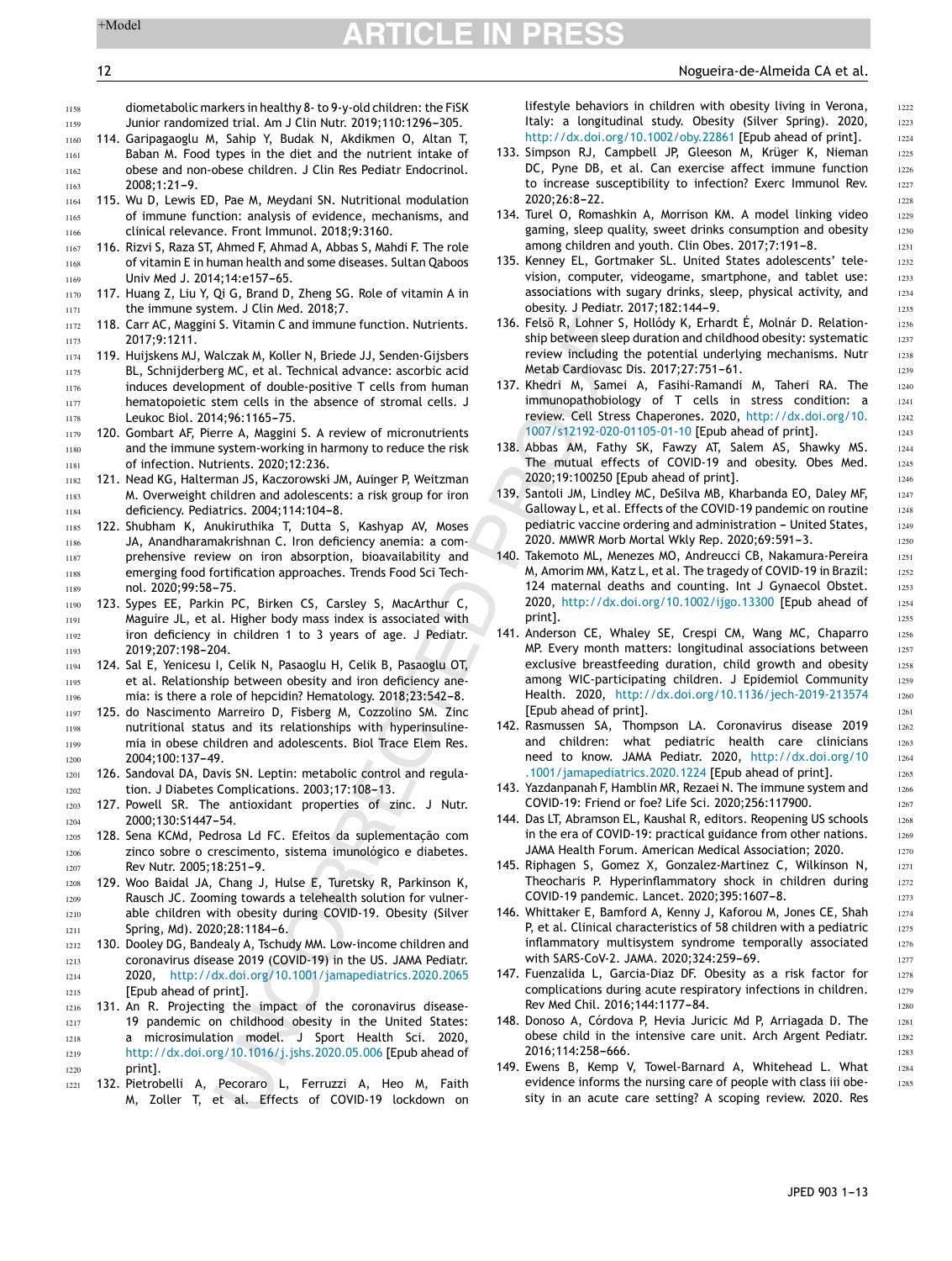diometabolic markers in healthy 8- to 9-y-old children: the FiSK Junior randomized trial. Am J Clin Nutr. 2019;110:1296–305.

114. Garipagaoglu M, Sahip Y, Budak N, Akdikmen O, Altan T, Baban M. Food types in the diet and the nutrient intake of obese and non-obese children. J Clin Res Pediatr Endocrinol. 2008;1:21–9.
115. Wu D, Lewis ED, Pae M, Meydani SN. Nutritional modulation of immune function: analysis of evidence, mechanisms, and clinical relevance. Front Immunol. 2018;9:3160.
116. Rizvi S, Raza ST, Ahmed F, Ahmad A, Abbas S, Mahdi F. The role of vitamin E in human health and some diseases. Sultan Qaboos Univ Med J. 2014;14:e157–65.
117. Huang Z, Liu Y, Qi G, Brand D, Zheng SG. Role of vitamin A in the immune system. J Clin Med. 2018;7.
118. Carr AC, Maggini S. Vitamin C and immune function. Nutrients. 2017;9:1211.
119. Huijskens MJ, Walczak M, Koller N, Briede JJ, Senden-Gijsbers BL, Schnijderberg MC, et al. Technical advance: ascorbic acid induces development of double-positive T cells from human hematopoietic stem cells in the absence of stromal cells. J Leukoc Biol. 2014;96:1165–75.
120. Gombart AF, Pierre A, Maggini S. A review of micronutrients and the immune system-working in harmony to reduce the risk of infection. Nutrients. 2020;12:236.
121. Nead KG, Halterman JS, Kaczorowski JM, Auinger P, Weitzman M. Overweight children and adolescents: a risk group for iron deficiency. Pediatrics. 2004;114:104–8.
122. Shubham K, Anukiruthika T, Dutta S, Kashyap AV, Moses JA, Anandharamakrishnan C. Iron deficiency anemia: a comprehensive review on iron absorption, bioavailability and emerging food fortification approaches. Trends Food Sci Technol. 2020;99:58–75.
123. Sypes EE, Parkin PC, Birken CS, Carsley S, MacArthur C, Maguire JL, et al. Higher body mass index is associated with iron deficiency in children 1 to 3 years of age. J Pediatr. 2019;207:198–204.
124. Sal E, Yenicesu I, Celik N, Pasaoglu H, Celik B, Pasaoglu OT, et al. Relationship between obesity and iron deficiency anemia: is there a role of hepcidin? Hematology. 2018;23:542–8.
125. do Nascimento Marreiro D, Fisberg M, Cozzolino SM. Zinc nutritional status and its relationships with hyperinsulinemia in obese children and adolescents. Biol Trace Elem Res. 2004;100:137–49.
126. Sandoval DA, Davis SN. Leptin: metabolic control and regulation. J Diabetes Complications. 2003;17:108–13.
127. Powell SR. The antioxidant properties of zinc. J Nutr. 2000;130:S1447–54.
128. Sena KCMd, Pedrosa Ld FC. Efeitos da suplementação com zinco sobre o crescimento, sistema imunológico e diabetes. Rev Nutr. 2005;18:251–9.
129. Woo Baidal JA, Chang J, Hulse E, Turetsky R, Parkinson K, Rausch JC. Zooming towards a telehealth solution for vulnerable children with obesity during COVID-19. Obesity (Silver Spring, Md). 2020;28:1184–6.
130. Dooley DG, Bandealy A, Tschudy MM. Low-income children and coronavirus disease 2019 (COVID-19) in the US. JAMA Pediatr. 2020, http://dx.doi.org/10.1001/jamapediatrics.2020.2065 [Epub ahead of print].
131. An R. Projecting the impact of the coronavirus disease-19 pandemic on childhood obesity in the United States: a microsimulation model. J Sport Health Sci. 2020, http://dx.doi.org/10.1016/j.jshs.2020.05.006 [Epub ahead of print].
132. Pietrobelli A, Pecoraro L, Ferruzzi A, Heo M, Faith M, Zoller T, et al. Effects of COVID-19 lockdown on lifestyle behaviors in children with obesity living in Verona, Italy: a longitudinal study. Obesity (Silver Spring). 2020, http://dx.doi.org/10.1002/oby.22861 [Epub ahead of print].
133. Simpson RJ, Campbell JP, Gleeson M, Krüger K, Nieman DC, Pyne DB, et al. Can exercise affect immune function to increase susceptibility to infection? Exerc Immunol Rev. 2020;26:8–22.
134. Turel O, Romashkin A, Morrison KM. A model linking video gaming, sleep quality, sweet drinks consumption and obesity among children and youth. Clin Obes. 2017;7:191–8.
135. Kenney EL, Gortmaker SL. United States adolescents' television, computer, videogame, smartphone, and tablet use: associations with sugary drinks, sleep, physical activity, and obesity. J Pediatr. 2017;182:144–9.
136. Felső R, Lohner S, Hollódy K, Erhardt É, Molnár D. Relationship between sleep duration and childhood obesity: systematic review including the potential underlying mechanisms. Nutr Metab Cardiovasc Dis. 2017;27:751–61.
137. Khedri M, Samei A, Fasihi-Ramandi M, Taheri RA. The immunopathobiology of T cells in stress condition: a review. Cell Stress Chaperones. 2020, http://dx.doi.org/10.1007/s12192-020-01105-01-10 [Epub ahead of print].
138. Abbas AM, Fathy SK, Fawzy AT, Salem AS, Shawky MS. The mutual effects of COVID-19 and obesity. Obes Med. 2020;19:100250 [Epub ahead of print].
139. Santoli JM, Lindley MC, DeSilva MB, Kharbanda EO, Daley MF, Galloway L, et al. Effects of the COVID-19 pandemic on routine pediatric vaccine ordering and administration – United States, 2020. MMWR Morb Mortal Wkly Rep. 2020;69:591–3.
140. Takemoto ML, Menezes MO, Andreucci CB, Nakamura-Pereira M, Amorim MM, Katz L, et al. The tragedy of COVID-19 in Brazil: 124 maternal deaths and counting. Int J Gynaecol Obstet. 2020, http://dx.doi.org/10.1002/ijgo.13300 [Epub ahead of print].
141. Anderson CE, Whaley SE, Crespi CM, Wang MC, Chaparro MP. Every month matters: longitudinal associations between exclusive breastfeeding duration, child growth and obesity among WIC-participating children. J Epidemiol Community Health. 2020, http://dx.doi.org/10.1136/jech-2019-213574 [Epub ahead of print].
142. Rasmussen SA, Thompson LA. Coronavirus disease 2019 and children: what pediatric health care clinicians need to know. JAMA Pediatr. 2020, http://dx.doi.org/10.1001/jamapediatrics.2020.1224 [Epub ahead of print].
143. Yazdanpanah F, Hamblin MR, Rezaei N. The immune system and COVID-19: Friend or foe? Life Sci. 2020;256:117900.
144. Das LT, Abramson EL, Kaushal R, editors. Reopening US schools in the era of COVID-19: practical guidance from other nations. JAMA Health Forum. American Medical Association; 2020.
145. Riphagen S, Gomez X, Gonzalez-Martinez C, Wilkinson N, Theocharis P. Hyperinflammatory shock in children during COVID-19 pandemic. Lancet. 2020;395:1607–8.
146. Whittaker E, Bamford A, Kenny J, Kaforou M, Jones CE, Shah P, et al. Clinical characteristics of 58 children with a pediatric inflammatory multisystem syndrome temporally associated with SARS-CoV-2. JAMA. 2020;324:259–69.
147. Fuenzalida L, Garcia-Diaz DF. Obesity as a risk factor for complications during acute respiratory infections in children. Rev Med Chil. 2016;144:1177–84.
148. Donoso A, Córdova P, Hevia Juricic M P, Arriagada D. The obese child in the intensive care unit. Arch Argent Pediatr. 2016;114:258–666.
149. Ewens B, Kemp V, Towel-Barnard A, Whitehead L. What evidence informs the nursing care of people with class iii obesity in an acute care setting? A scoping review. 2020. Res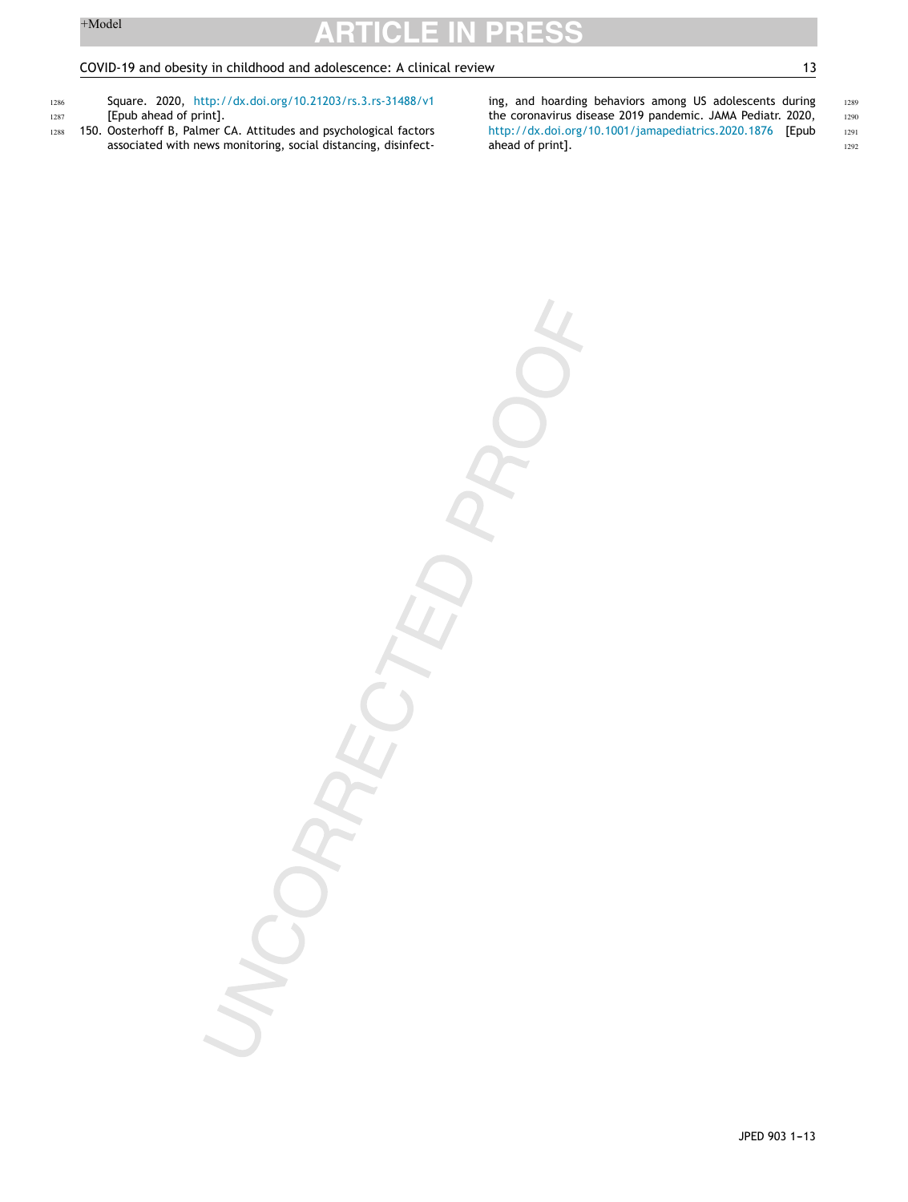Square. 2020, http://dx.doi.org/10.21203/rs.3.rs-31488/v1 [Epub ahead of print].

150. Oosterhoff B, Palmer CA. Attitudes and psychological factors associated with news monitoring, social distancing, disinfecting, and hoarding behaviors among US adolescents during the coronavirus disease 2019 pandemic. JAMA Pediatr. 2020, http://dx.doi.org/10.1001/jamapediatrics.2020.1876 [Epub ahead of print].